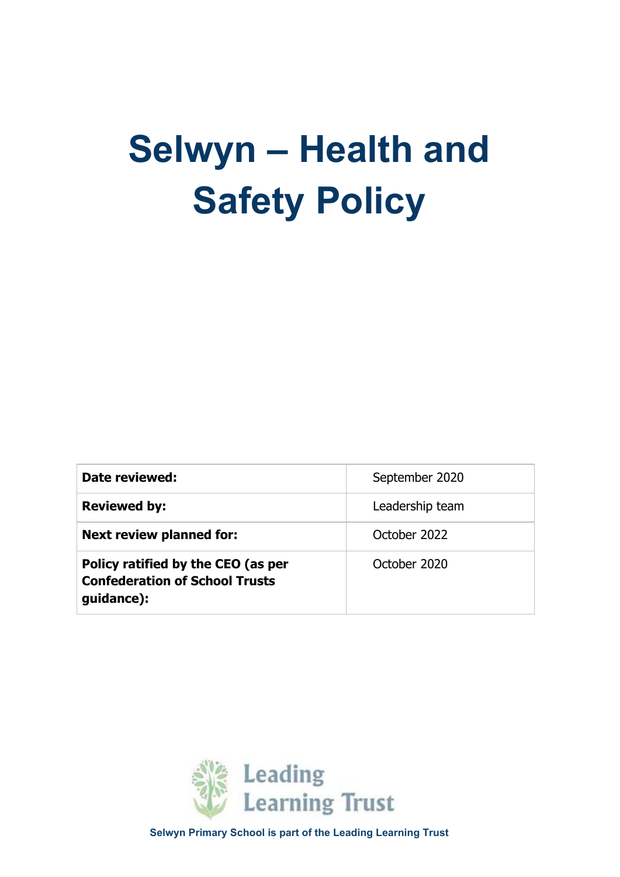# Selwyn – Health and Safety Policy

| | |
|---|---|
| **Date reviewed:** | September 2020 |
| **Reviewed by:** | Leadership team |
| **Next review planned for:** | October 2022 |
| **Policy ratified by the CEO (as per Confederation of School Trusts guidance):** | October 2020 |

Leading Learning Trust

**Selwyn Primary School is part of the Leading Learning Trust**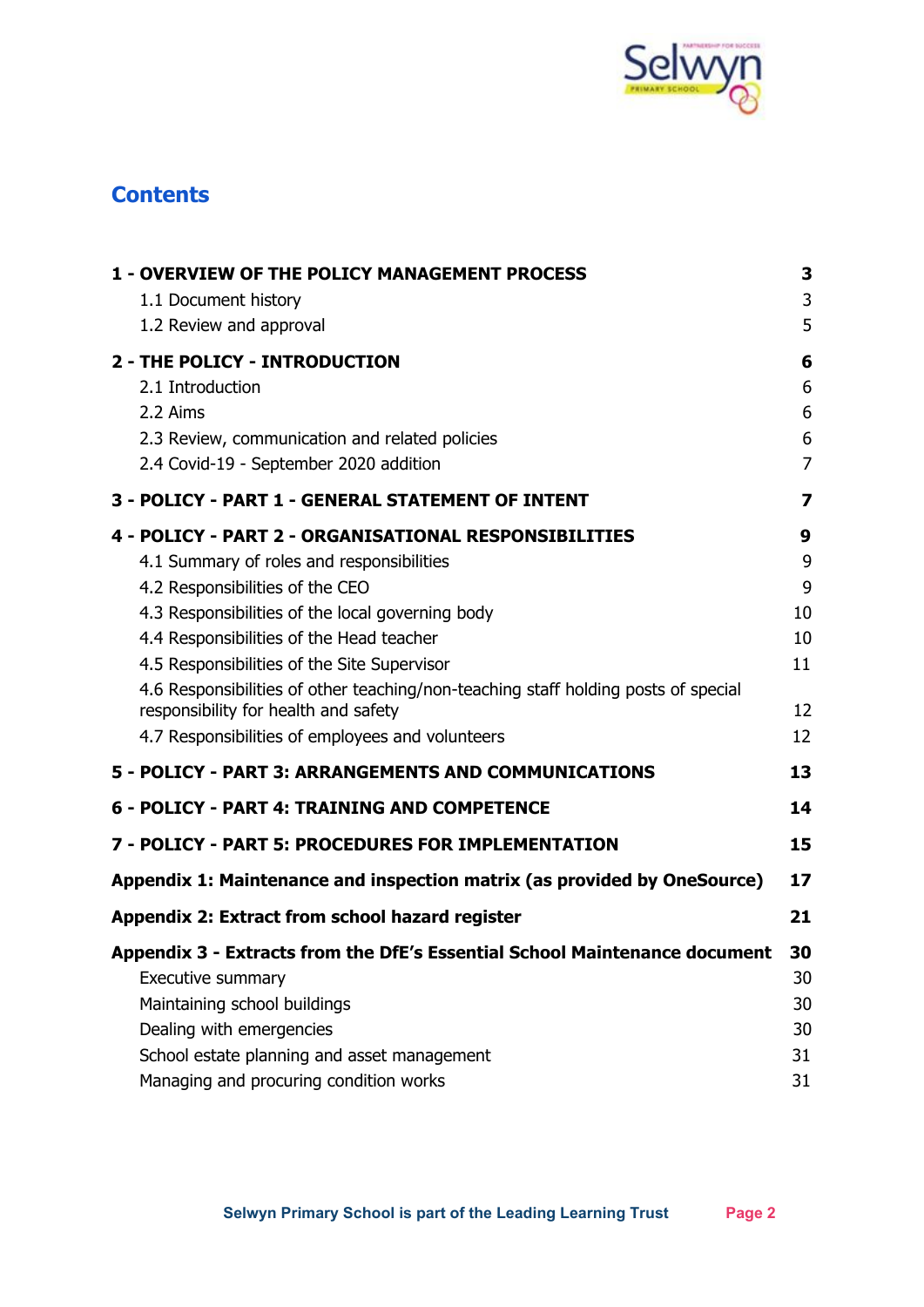## Contents

| | |
|---|---|
| **1 - OVERVIEW OF THE POLICY MANAGEMENT PROCESS** | **3** |
| 1.1 Document history | 3 |
| 1.2 Review and approval | 5 |
| **2 - THE POLICY - INTRODUCTION** | **6** |
| 2.1 Introduction | 6 |
| 2.2 Aims | 6 |
| 2.3 Review, communication and related policies | 6 |
| 2.4 Covid-19 - September 2020 addition | 7 |
| **3 - POLICY - PART 1 - GENERAL STATEMENT OF INTENT** | **7** |
| **4 - POLICY - PART 2 - ORGANISATIONAL RESPONSIBILITIES** | **9** |
| 4.1 Summary of roles and responsibilities | 9 |
| 4.2 Responsibilities of the CEO | 9 |
| 4.3 Responsibilities of the local governing body | 10 |
| 4.4 Responsibilities of the Head teacher | 10 |
| 4.5 Responsibilities of the Site Supervisor | 11 |
| 4.6 Responsibilities of other teaching/non-teaching staff holding posts of special responsibility for health and safety | 12 |
| 4.7 Responsibilities of employees and volunteers | 12 |
| **5 - POLICY - PART 3: ARRANGEMENTS AND COMMUNICATIONS** | **13** |
| **6 - POLICY - PART 4: TRAINING AND COMPETENCE** | **14** |
| **7 - POLICY - PART 5: PROCEDURES FOR IMPLEMENTATION** | **15** |
| **Appendix 1: Maintenance and inspection matrix (as provided by OneSource)** | **17** |
| **Appendix 2: Extract from school hazard register** | **21** |
| **Appendix 3 - Extracts from the DfE's Essential School Maintenance document** | **30** |
| Executive summary | 30 |
| Maintaining school buildings | 30 |
| Dealing with emergencies | 30 |
| School estate planning and asset management | 31 |
| Managing and procuring condition works | 31 |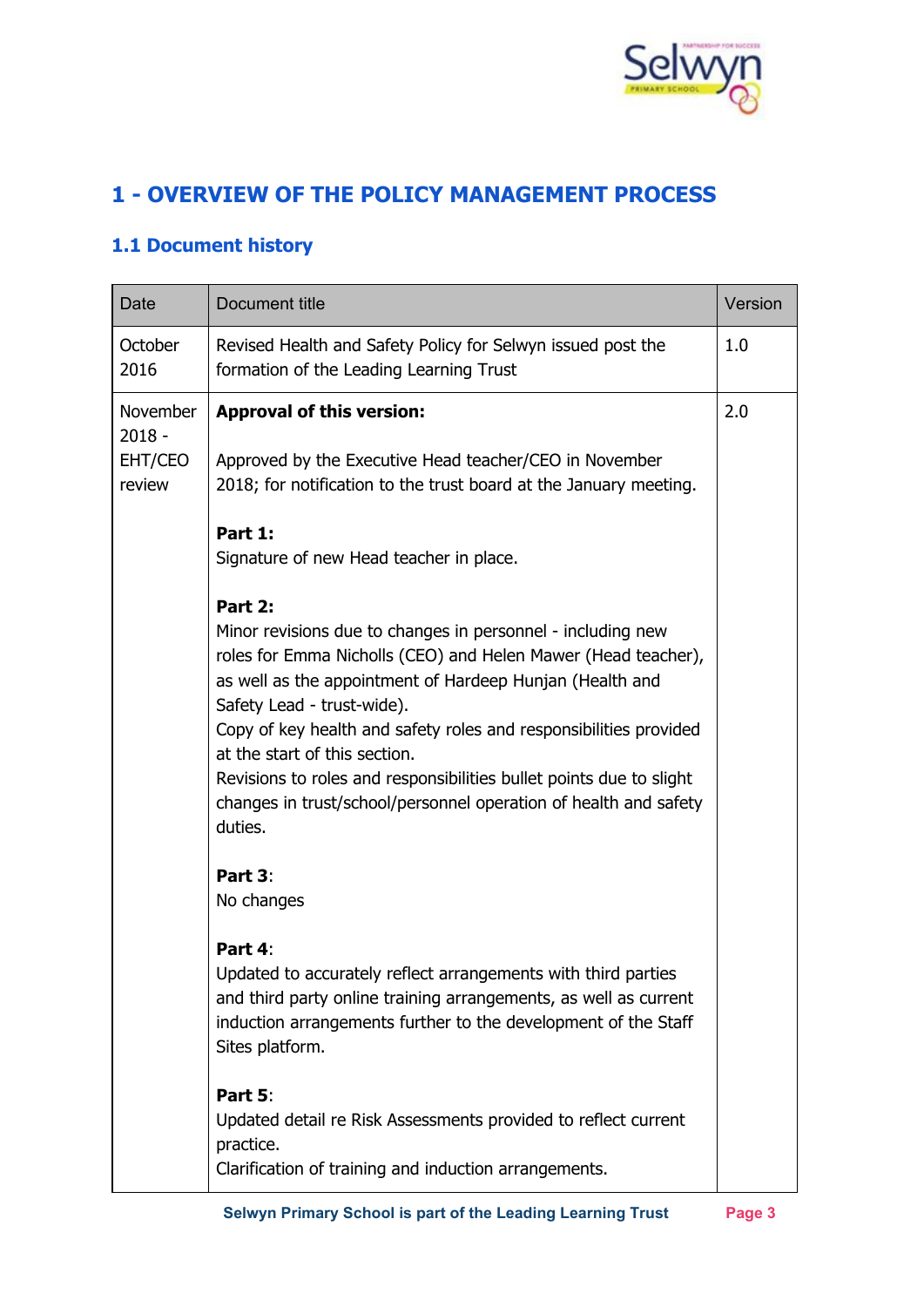# 1 - OVERVIEW OF THE POLICY MANAGEMENT PROCESS

## 1.1 Document history

| Date | Document title | Version |
|---|---|---|
| October 2016 | Revised Health and Safety Policy for Selwyn issued post the formation of the Leading Learning Trust | 1.0 |
| November 2018 - EHT/CEO review | **Approval of this version:**<br><br>Approved by the Executive Head teacher/CEO in November 2018; for notification to the trust board at the January meeting.<br><br>**Part 1:**<br>Signature of new Head teacher in place.<br><br>**Part 2:**<br>Minor revisions due to changes in personnel - including new roles for Emma Nicholls (CEO) and Helen Mawer (Head teacher), as well as the appointment of Hardeep Hunjan (Health and Safety Lead - trust-wide).<br>Copy of key health and safety roles and responsibilities provided at the start of this section.<br>Revisions to roles and responsibilities bullet points due to slight changes in trust/school/personnel operation of health and safety duties.<br><br>**Part 3**:<br>No changes<br><br>**Part 4**:<br>Updated to accurately reflect arrangements with third parties and third party online training arrangements, as well as current induction arrangements further to the development of the Staff Sites platform.<br><br>**Part 5**:<br>Updated detail re Risk Assessments provided to reflect current practice.<br>Clarification of training and induction arrangements. | 2.0 |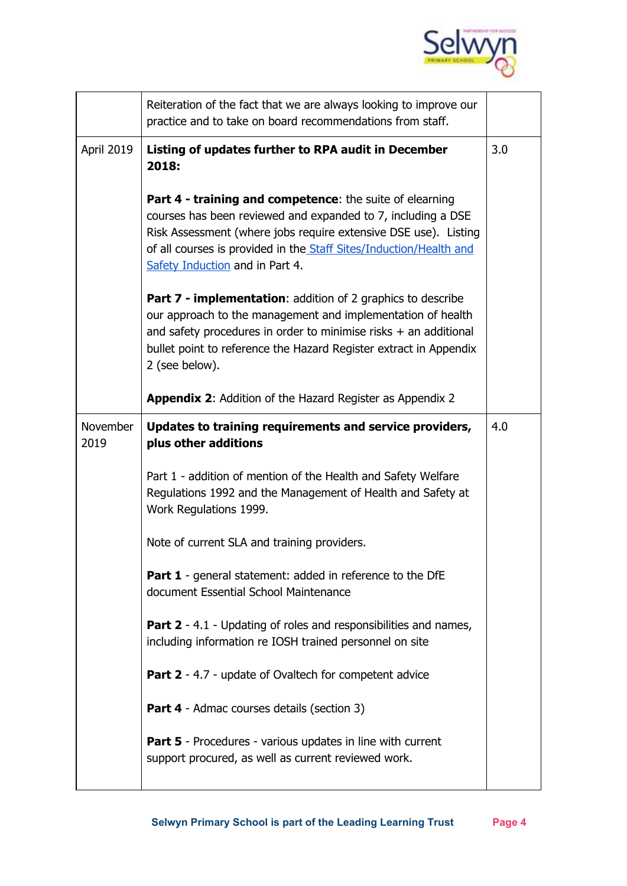| | | |
|---|---|---|
| | Reiteration of the fact that we are always looking to improve our practice and to take on board recommendations from staff. | |
| April 2019 | **Listing of updates further to RPA audit in December 2018:**<br><br>**Part 4 - training and competence**: the suite of elearning courses has been reviewed and expanded to 7, including a DSE Risk Assessment (where jobs require extensive DSE use). Listing of all courses is provided in the Staff Sites/Induction/Health and Safety Induction and in Part 4.<br><br>**Part 7 - implementation**: addition of 2 graphics to describe our approach to the management and implementation of health and safety procedures in order to minimise risks + an additional bullet point to reference the Hazard Register extract in Appendix 2 (see below).<br><br>**Appendix 2**: Addition of the Hazard Register as Appendix 2 | 3.0 |
| November 2019 | **Updates to training requirements and service providers, plus other additions**<br><br>Part 1 - addition of mention of the Health and Safety Welfare Regulations 1992 and the Management of Health and Safety at Work Regulations 1999.<br><br>Note of current SLA and training providers.<br><br>**Part 1** - general statement: added in reference to the DfE document Essential School Maintenance<br><br>**Part 2** - 4.1 - Updating of roles and responsibilities and names, including information re IOSH trained personnel on site<br><br>**Part 2** - 4.7 - update of Ovaltech for competent advice<br><br>**Part 4** - Admac courses details (section 3)<br><br>**Part 5** - Procedures - various updates in line with current support procured, as well as current reviewed work. | 4.0 |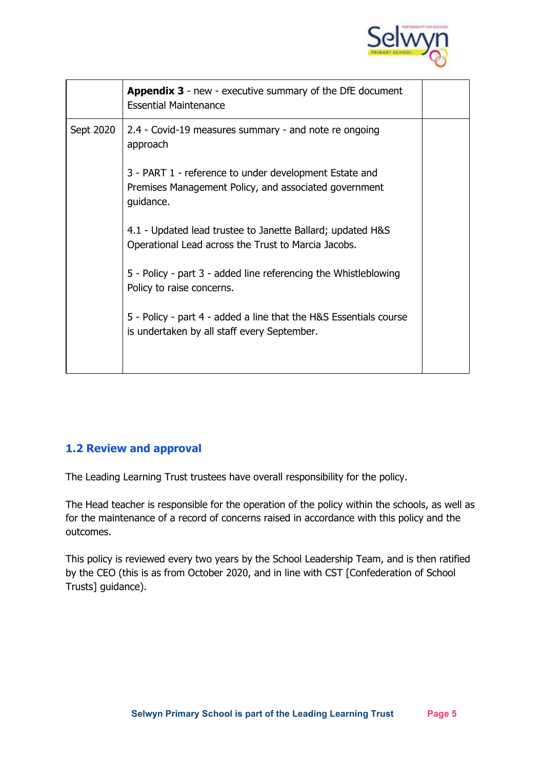|  |  |  |
|---|---|---|
|  | **Appendix 3** - new - executive summary of the DfE document Essential Maintenance |  |
| Sept 2020 | 2.4 - Covid-19 measures summary - and note re ongoing approach<br><br>3 - PART 1 - reference to under development Estate and Premises Management Policy, and associated government guidance.<br><br>4.1 - Updated lead trustee to Janette Ballard; updated H&S Operational Lead across the Trust to Marcia Jacobs.<br><br>5 - Policy - part 3 - added line referencing the Whistleblowing Policy to raise concerns.<br><br>5 - Policy - part 4 - added a line that the H&S Essentials course is undertaken by all staff every September. |  |

### 1.2 Review and approval

The Leading Learning Trust trustees have overall responsibility for the policy.

The Head teacher is responsible for the operation of the policy within the schools, as well as for the maintenance of a record of concerns raised in accordance with this policy and the outcomes.

This policy is reviewed every two years by the School Leadership Team, and is then ratified by the CEO (this is as from October 2020, and in line with CST [Confederation of School Trusts] guidance).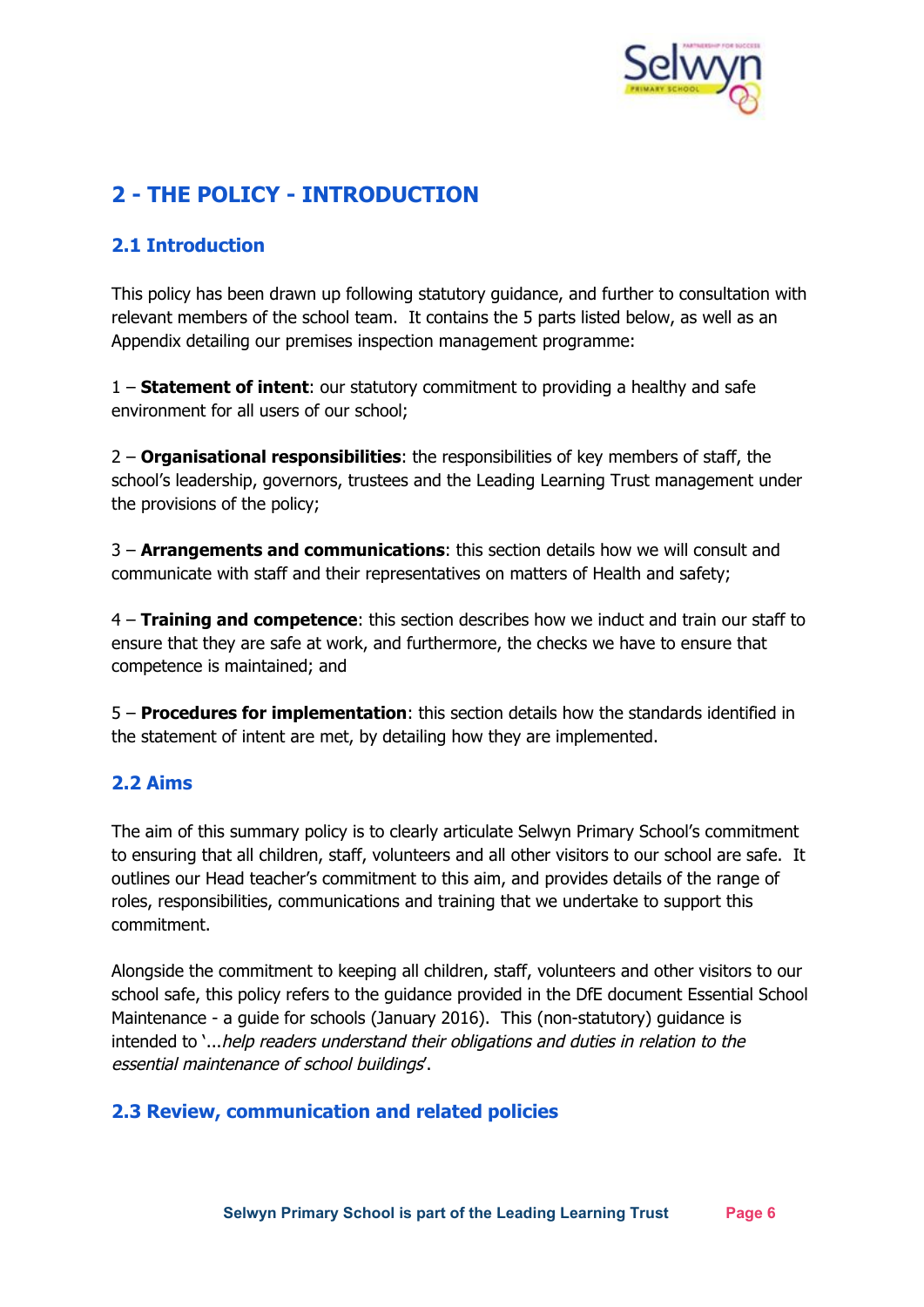## 2 - THE POLICY - INTRODUCTION

### 2.1 Introduction

This policy has been drawn up following statutory guidance, and further to consultation with relevant members of the school team. It contains the 5 parts listed below, as well as an Appendix detailing our premises inspection management programme:

1 – **Statement of intent**: our statutory commitment to providing a healthy and safe environment for all users of our school;

2 – **Organisational responsibilities**: the responsibilities of key members of staff, the school's leadership, governors, trustees and the Leading Learning Trust management under the provisions of the policy;

3 – **Arrangements and communications**: this section details how we will consult and communicate with staff and their representatives on matters of Health and safety;

4 – **Training and competence**: this section describes how we induct and train our staff to ensure that they are safe at work, and furthermore, the checks we have to ensure that competence is maintained; and

5 – **Procedures for implementation**: this section details how the standards identified in the statement of intent are met, by detailing how they are implemented.

### 2.2 Aims

The aim of this summary policy is to clearly articulate Selwyn Primary School's commitment to ensuring that all children, staff, volunteers and all other visitors to our school are safe. It outlines our Head teacher's commitment to this aim, and provides details of the range of roles, responsibilities, communications and training that we undertake to support this commitment.

Alongside the commitment to keeping all children, staff, volunteers and other visitors to our school safe, this policy refers to the guidance provided in the DfE document Essential School Maintenance - a guide for schools (January 2016). This (non-statutory) guidance is intended to '...*help readers understand their obligations and duties in relation to the essential maintenance of school buildings*'.

### 2.3 Review, communication and related policies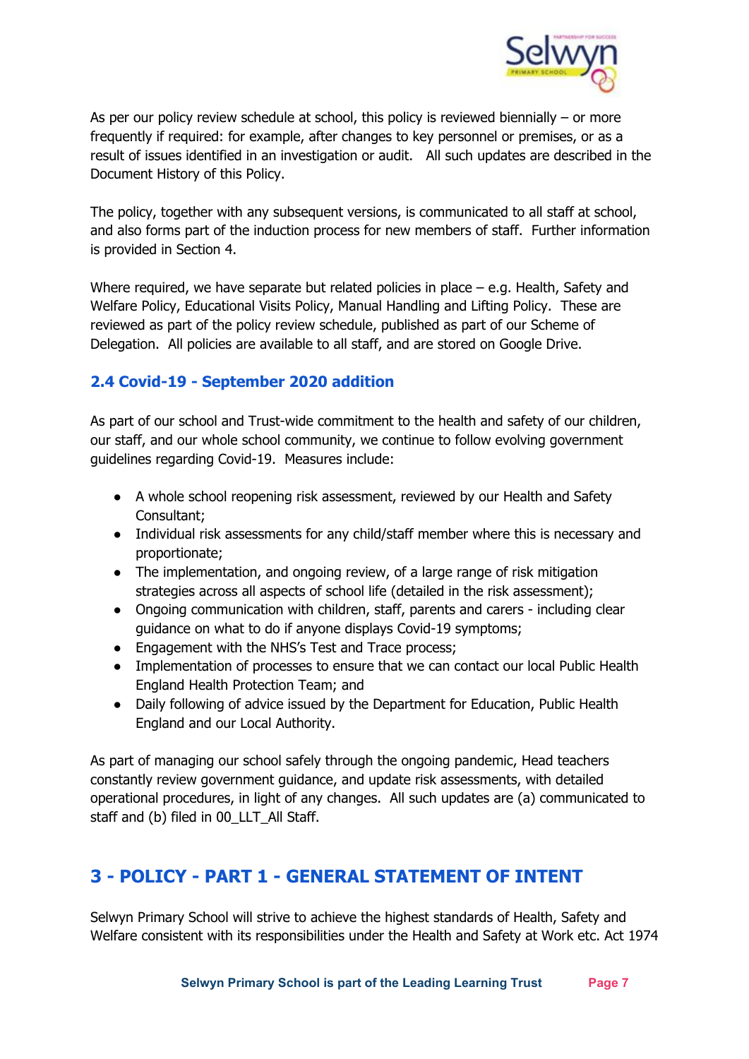As per our policy review schedule at school, this policy is reviewed biennially – or more frequently if required: for example, after changes to key personnel or premises, or as a result of issues identified in an investigation or audit.   All such updates are described in the Document History of this Policy.

The policy, together with any subsequent versions, is communicated to all staff at school, and also forms part of the induction process for new members of staff.  Further information is provided in Section 4.

Where required, we have separate but related policies in place – e.g. Health, Safety and Welfare Policy, Educational Visits Policy, Manual Handling and Lifting Policy.  These are reviewed as part of the policy review schedule, published as part of our Scheme of Delegation.  All policies are available to all staff, and are stored on Google Drive.

### 2.4 Covid-19 - September 2020 addition

As part of our school and Trust-wide commitment to the health and safety of our children, our staff, and our whole school community, we continue to follow evolving government guidelines regarding Covid-19.  Measures include:

- A whole school reopening risk assessment, reviewed by our Health and Safety Consultant;
- Individual risk assessments for any child/staff member where this is necessary and proportionate;
- The implementation, and ongoing review, of a large range of risk mitigation strategies across all aspects of school life (detailed in the risk assessment);
- Ongoing communication with children, staff, parents and carers - including clear guidance on what to do if anyone displays Covid-19 symptoms;
- Engagement with the NHS's Test and Trace process;
- Implementation of processes to ensure that we can contact our local Public Health England Health Protection Team; and
- Daily following of advice issued by the Department for Education, Public Health England and our Local Authority.

As part of managing our school safely through the ongoing pandemic, Head teachers constantly review government guidance, and update risk assessments, with detailed operational procedures, in light of any changes.  All such updates are (a) communicated to staff and (b) filed in 00_LLT_All Staff.

## 3 - POLICY - PART 1 - GENERAL STATEMENT OF INTENT

Selwyn Primary School will strive to achieve the highest standards of Health, Safety and Welfare consistent with its responsibilities under the Health and Safety at Work etc. Act 1974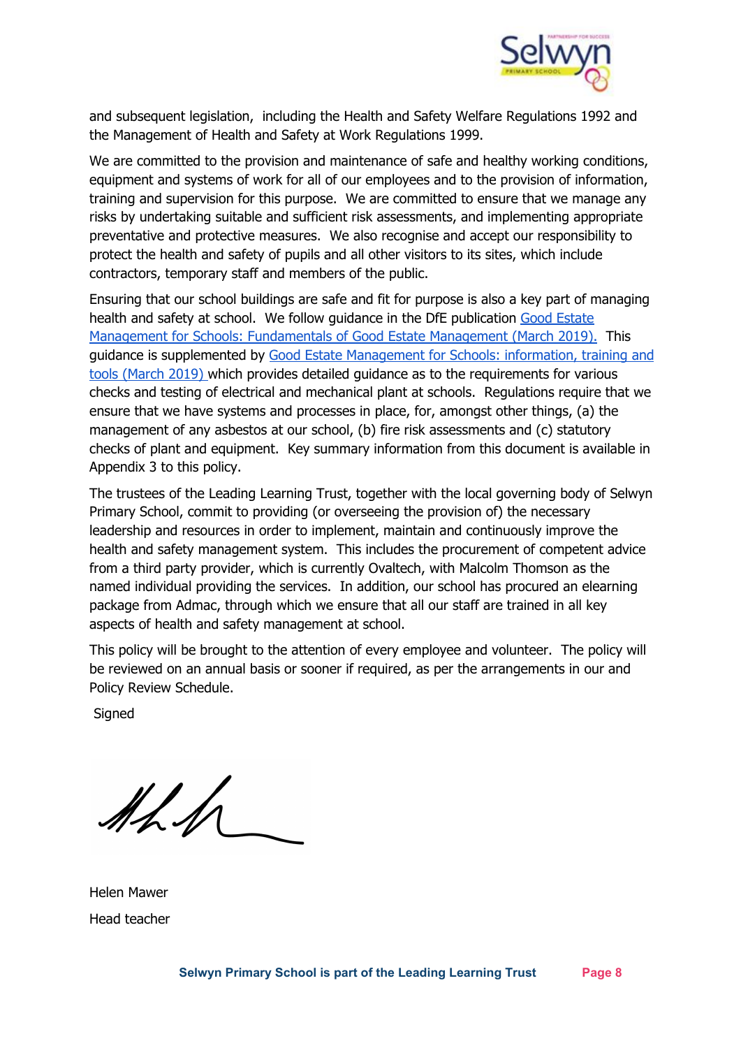and subsequent legislation, including the Health and Safety Welfare Regulations 1992 and the Management of Health and Safety at Work Regulations 1999.

We are committed to the provision and maintenance of safe and healthy working conditions, equipment and systems of work for all of our employees and to the provision of information, training and supervision for this purpose. We are committed to ensure that we manage any risks by undertaking suitable and sufficient risk assessments, and implementing appropriate preventative and protective measures. We also recognise and accept our responsibility to protect the health and safety of pupils and all other visitors to its sites, which include contractors, temporary staff and members of the public.

Ensuring that our school buildings are safe and fit for purpose is also a key part of managing health and safety at school. We follow guidance in the DfE publication Good Estate Management for Schools: Fundamentals of Good Estate Management (March 2019). This guidance is supplemented by Good Estate Management for Schools: information, training and tools (March 2019) which provides detailed guidance as to the requirements for various checks and testing of electrical and mechanical plant at schools. Regulations require that we ensure that we have systems and processes in place, for, amongst other things, (a) the management of any asbestos at our school, (b) fire risk assessments and (c) statutory checks of plant and equipment. Key summary information from this document is available in Appendix 3 to this policy.

The trustees of the Leading Learning Trust, together with the local governing body of Selwyn Primary School, commit to providing (or overseeing the provision of) the necessary leadership and resources in order to implement, maintain and continuously improve the health and safety management system. This includes the procurement of competent advice from a third party provider, which is currently Ovaltech, with Malcolm Thomson as the named individual providing the services. In addition, our school has procured an elearning package from Admac, through which we ensure that all our staff are trained in all key aspects of health and safety management at school.

This policy will be brought to the attention of every employee and volunteer. The policy will be reviewed on an annual basis or sooner if required, as per the arrangements in our and Policy Review Schedule.

Signed

Helen Mawer

Head teacher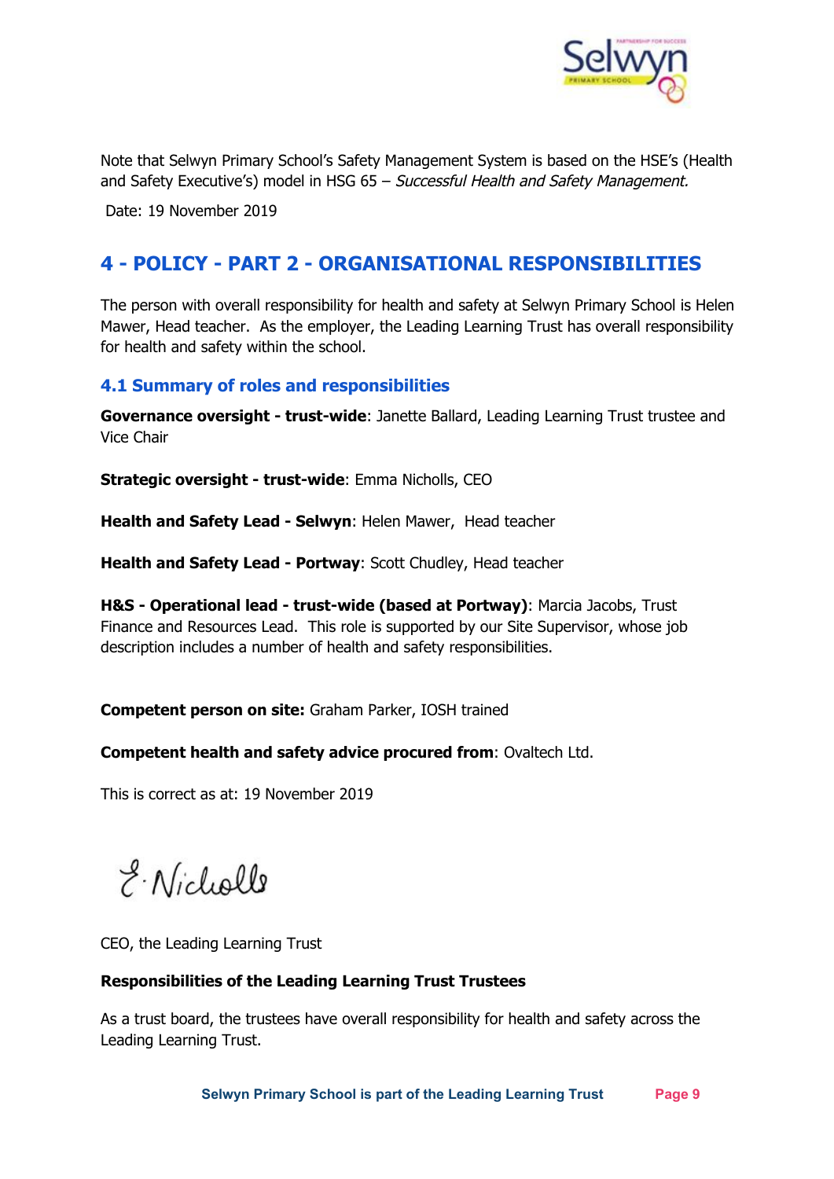Note that Selwyn Primary School's Safety Management System is based on the HSE's (Health and Safety Executive's) model in HSG 65 – *Successful Health and Safety Management.*

Date: 19 November 2019

## 4 - POLICY - PART 2 - ORGANISATIONAL RESPONSIBILITIES

The person with overall responsibility for health and safety at Selwyn Primary School is Helen Mawer, Head teacher. As the employer, the Leading Learning Trust has overall responsibility for health and safety within the school.

### 4.1 Summary of roles and responsibilities

**Governance oversight - trust-wide**: Janette Ballard, Leading Learning Trust trustee and Vice Chair

**Strategic oversight - trust-wide**: Emma Nicholls, CEO

**Health and Safety Lead - Selwyn**: Helen Mawer, Head teacher

**Health and Safety Lead - Portway**: Scott Chudley, Head teacher

**H&S - Operational lead - trust-wide (based at Portway)**: Marcia Jacobs, Trust Finance and Resources Lead. This role is supported by our Site Supervisor, whose job description includes a number of health and safety responsibilities.

**Competent person on site:** Graham Parker, IOSH trained

**Competent health and safety advice procured from**: Ovaltech Ltd.

This is correct as at: 19 November 2019

E. Nicholls

CEO, the Leading Learning Trust

**Responsibilities of the Leading Learning Trust Trustees**

As a trust board, the trustees have overall responsibility for health and safety across the Leading Learning Trust.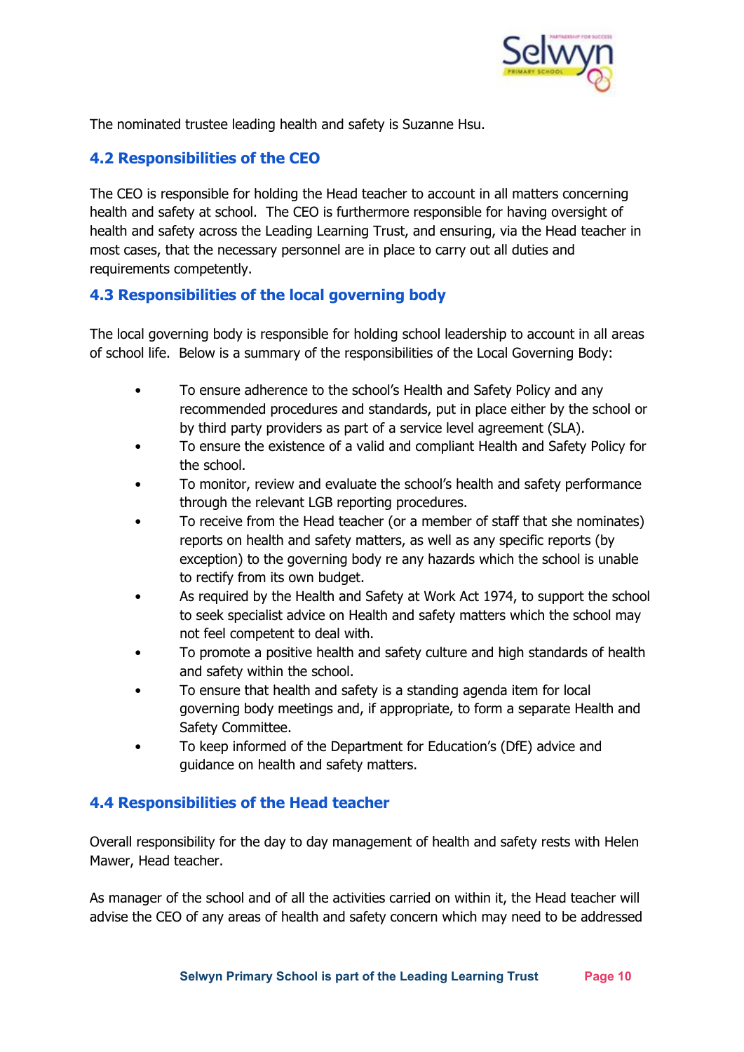The nominated trustee leading health and safety is Suzanne Hsu.

### 4.2 Responsibilities of the CEO

The CEO is responsible for holding the Head teacher to account in all matters concerning health and safety at school. The CEO is furthermore responsible for having oversight of health and safety across the Leading Learning Trust, and ensuring, via the Head teacher in most cases, that the necessary personnel are in place to carry out all duties and requirements competently.

### 4.3 Responsibilities of the local governing body

The local governing body is responsible for holding school leadership to account in all areas of school life. Below is a summary of the responsibilities of the Local Governing Body:

- To ensure adherence to the school's Health and Safety Policy and any recommended procedures and standards, put in place either by the school or by third party providers as part of a service level agreement (SLA).
- To ensure the existence of a valid and compliant Health and Safety Policy for the school.
- To monitor, review and evaluate the school's health and safety performance through the relevant LGB reporting procedures.
- To receive from the Head teacher (or a member of staff that she nominates) reports on health and safety matters, as well as any specific reports (by exception) to the governing body re any hazards which the school is unable to rectify from its own budget.
- As required by the Health and Safety at Work Act 1974, to support the school to seek specialist advice on Health and safety matters which the school may not feel competent to deal with.
- To promote a positive health and safety culture and high standards of health and safety within the school.
- To ensure that health and safety is a standing agenda item for local governing body meetings and, if appropriate, to form a separate Health and Safety Committee.
- To keep informed of the Department for Education's (DfE) advice and guidance on health and safety matters.

### 4.4 Responsibilities of the Head teacher

Overall responsibility for the day to day management of health and safety rests with Helen Mawer, Head teacher.

As manager of the school and of all the activities carried on within it, the Head teacher will advise the CEO of any areas of health and safety concern which may need to be addressed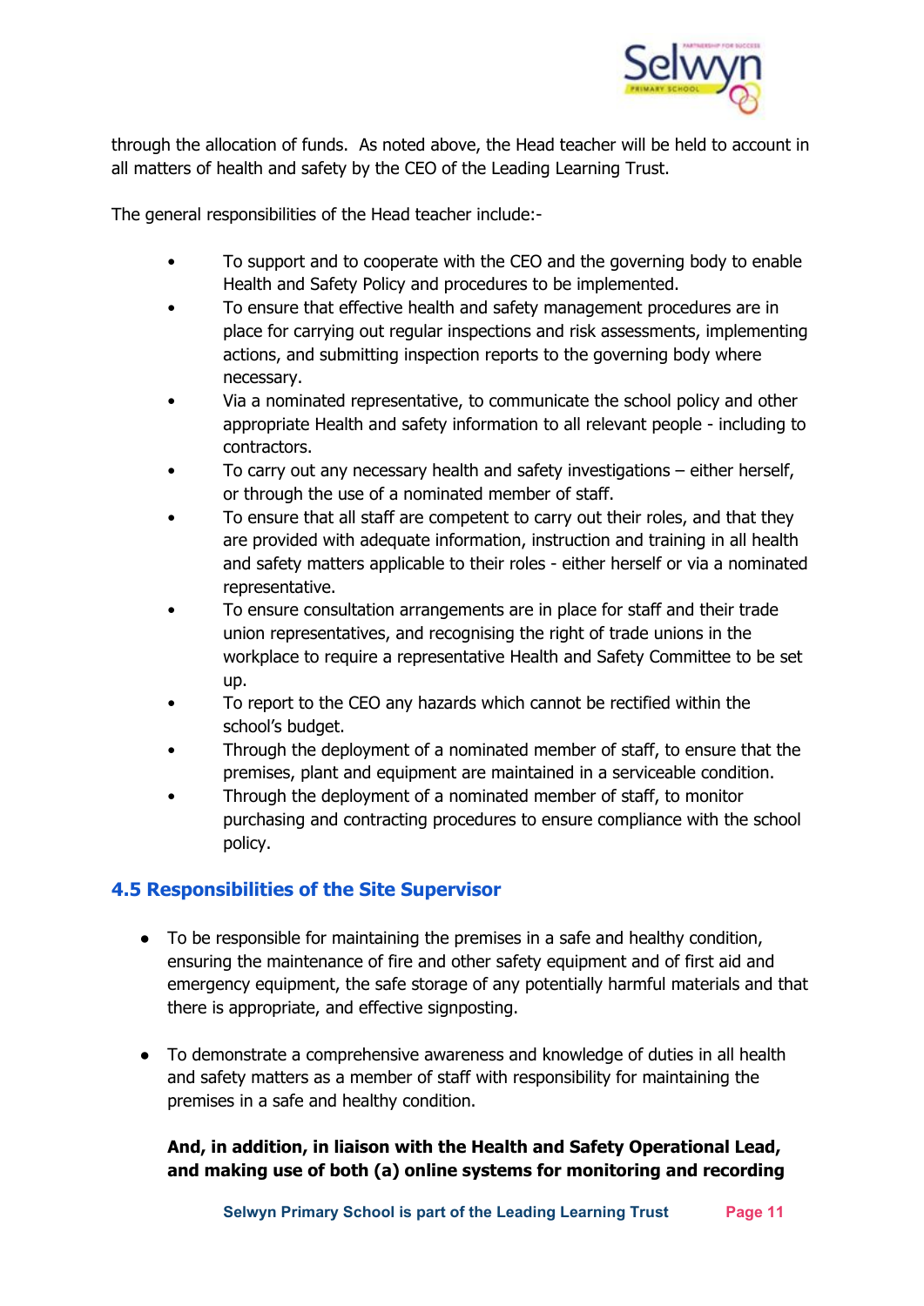through the allocation of funds. As noted above, the Head teacher will be held to account in all matters of health and safety by the CEO of the Leading Learning Trust.

The general responsibilities of the Head teacher include:-

- To support and to cooperate with the CEO and the governing body to enable Health and Safety Policy and procedures to be implemented.
- To ensure that effective health and safety management procedures are in place for carrying out regular inspections and risk assessments, implementing actions, and submitting inspection reports to the governing body where necessary.
- Via a nominated representative, to communicate the school policy and other appropriate Health and safety information to all relevant people - including to contractors.
- To carry out any necessary health and safety investigations – either herself, or through the use of a nominated member of staff.
- To ensure that all staff are competent to carry out their roles, and that they are provided with adequate information, instruction and training in all health and safety matters applicable to their roles - either herself or via a nominated representative.
- To ensure consultation arrangements are in place for staff and their trade union representatives, and recognising the right of trade unions in the workplace to require a representative Health and Safety Committee to be set up.
- To report to the CEO any hazards which cannot be rectified within the school's budget.
- Through the deployment of a nominated member of staff, to ensure that the premises, plant and equipment are maintained in a serviceable condition.
- Through the deployment of a nominated member of staff, to monitor purchasing and contracting procedures to ensure compliance with the school policy.

## 4.5 Responsibilities of the Site Supervisor

- To be responsible for maintaining the premises in a safe and healthy condition, ensuring the maintenance of fire and other safety equipment and of first aid and emergency equipment, the safe storage of any potentially harmful materials and that there is appropriate, and effective signposting.

- To demonstrate a comprehensive awareness and knowledge of duties in all health and safety matters as a member of staff with responsibility for maintaining the premises in a safe and healthy condition.

  **And, in addition, in liaison with the Health and Safety Operational Lead, and making use of both (a) online systems for monitoring and recording**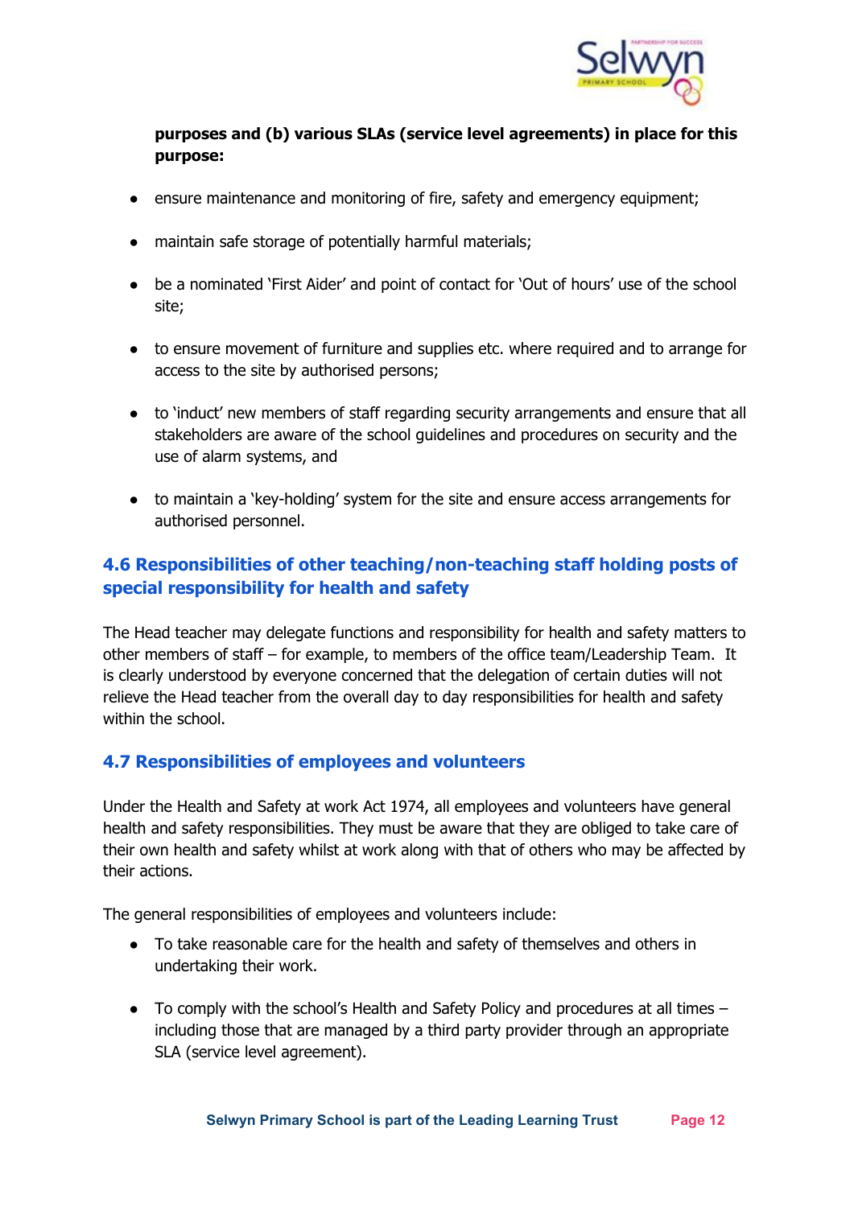**purposes and (b) various SLAs (service level agreements) in place for this purpose:**

- ensure maintenance and monitoring of fire, safety and emergency equipment;
- maintain safe storage of potentially harmful materials;
- be a nominated 'First Aider' and point of contact for 'Out of hours' use of the school site;
- to ensure movement of furniture and supplies etc. where required and to arrange for access to the site by authorised persons;
- to 'induct' new members of staff regarding security arrangements and ensure that all stakeholders are aware of the school guidelines and procedures on security and the use of alarm systems, and
- to maintain a 'key-holding' system for the site and ensure access arrangements for authorised personnel.

### 4.6 Responsibilities of other teaching/non-teaching staff holding posts of special responsibility for health and safety

The Head teacher may delegate functions and responsibility for health and safety matters to other members of staff – for example, to members of the office team/Leadership Team. It is clearly understood by everyone concerned that the delegation of certain duties will not relieve the Head teacher from the overall day to day responsibilities for health and safety within the school.

### 4.7 Responsibilities of employees and volunteers

Under the Health and Safety at work Act 1974, all employees and volunteers have general health and safety responsibilities. They must be aware that they are obliged to take care of their own health and safety whilst at work along with that of others who may be affected by their actions.

The general responsibilities of employees and volunteers include:

- To take reasonable care for the health and safety of themselves and others in undertaking their work.
- To comply with the school's Health and Safety Policy and procedures at all times – including those that are managed by a third party provider through an appropriate SLA (service level agreement).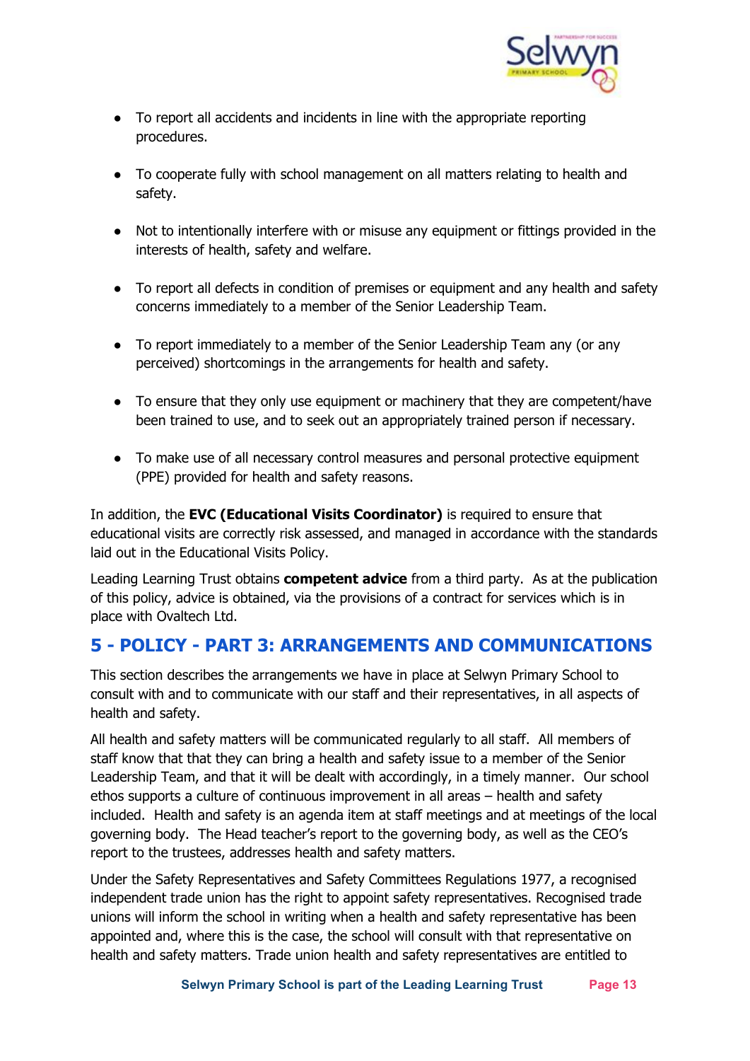- To report all accidents and incidents in line with the appropriate reporting procedures.

- To cooperate fully with school management on all matters relating to health and safety.

- Not to intentionally interfere with or misuse any equipment or fittings provided in the interests of health, safety and welfare.

- To report all defects in condition of premises or equipment and any health and safety concerns immediately to a member of the Senior Leadership Team.

- To report immediately to a member of the Senior Leadership Team any (or any perceived) shortcomings in the arrangements for health and safety.

- To ensure that they only use equipment or machinery that they are competent/have been trained to use, and to seek out an appropriately trained person if necessary.

- To make use of all necessary control measures and personal protective equipment (PPE) provided for health and safety reasons.

In addition, the **EVC (Educational Visits Coordinator)** is required to ensure that educational visits are correctly risk assessed, and managed in accordance with the standards laid out in the Educational Visits Policy.

Leading Learning Trust obtains **competent advice** from a third party. As at the publication of this policy, advice is obtained, via the provisions of a contract for services which is in place with Ovaltech Ltd.

## 5 - POLICY - PART 3: ARRANGEMENTS AND COMMUNICATIONS

This section describes the arrangements we have in place at Selwyn Primary School to consult with and to communicate with our staff and their representatives, in all aspects of health and safety.

All health and safety matters will be communicated regularly to all staff. All members of staff know that that they can bring a health and safety issue to a member of the Senior Leadership Team, and that it will be dealt with accordingly, in a timely manner. Our school ethos supports a culture of continuous improvement in all areas – health and safety included. Health and safety is an agenda item at staff meetings and at meetings of the local governing body. The Head teacher's report to the governing body, as well as the CEO's report to the trustees, addresses health and safety matters.

Under the Safety Representatives and Safety Committees Regulations 1977, a recognised independent trade union has the right to appoint safety representatives. Recognised trade unions will inform the school in writing when a health and safety representative has been appointed and, where this is the case, the school will consult with that representative on health and safety matters. Trade union health and safety representatives are entitled to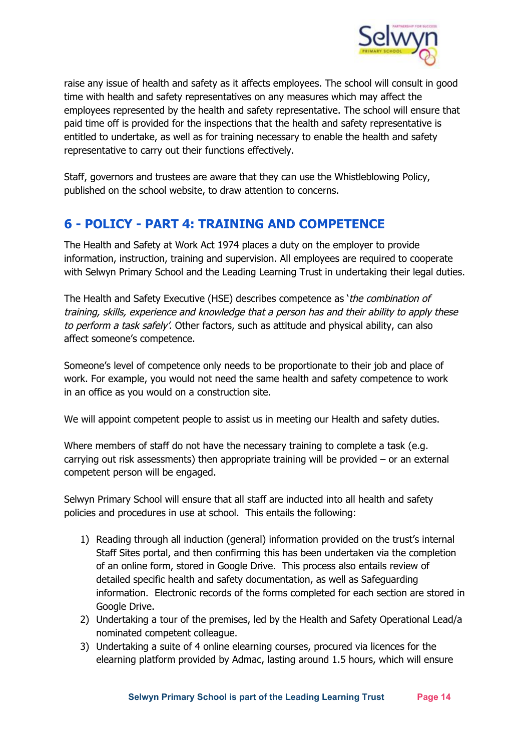raise any issue of health and safety as it affects employees. The school will consult in good time with health and safety representatives on any measures which may affect the employees represented by the health and safety representative. The school will ensure that paid time off is provided for the inspections that the health and safety representative is entitled to undertake, as well as for training necessary to enable the health and safety representative to carry out their functions effectively.

Staff, governors and trustees are aware that they can use the Whistleblowing Policy, published on the school website, to draw attention to concerns.

## 6 - POLICY - PART 4: TRAINING AND COMPETENCE

The Health and Safety at Work Act 1974 places a duty on the employer to provide information, instruction, training and supervision. All employees are required to cooperate with Selwyn Primary School and the Leading Learning Trust in undertaking their legal duties.

The Health and Safety Executive (HSE) describes competence as '*the combination of training, skills, experience and knowledge that a person has and their ability to apply these to perform a task safely*'. Other factors, such as attitude and physical ability, can also affect someone's competence.

Someone's level of competence only needs to be proportionate to their job and place of work. For example, you would not need the same health and safety competence to work in an office as you would on a construction site.

We will appoint competent people to assist us in meeting our Health and safety duties.

Where members of staff do not have the necessary training to complete a task (e.g. carrying out risk assessments) then appropriate training will be provided – or an external competent person will be engaged.

Selwyn Primary School will ensure that all staff are inducted into all health and safety policies and procedures in use at school. This entails the following:

1) Reading through all induction (general) information provided on the trust's internal Staff Sites portal, and then confirming this has been undertaken via the completion of an online form, stored in Google Drive. This process also entails review of detailed specific health and safety documentation, as well as Safeguarding information. Electronic records of the forms completed for each section are stored in Google Drive.
2) Undertaking a tour of the premises, led by the Health and Safety Operational Lead/a nominated competent colleague.
3) Undertaking a suite of 4 online elearning courses, procured via licences for the elearning platform provided by Admac, lasting around 1.5 hours, which will ensure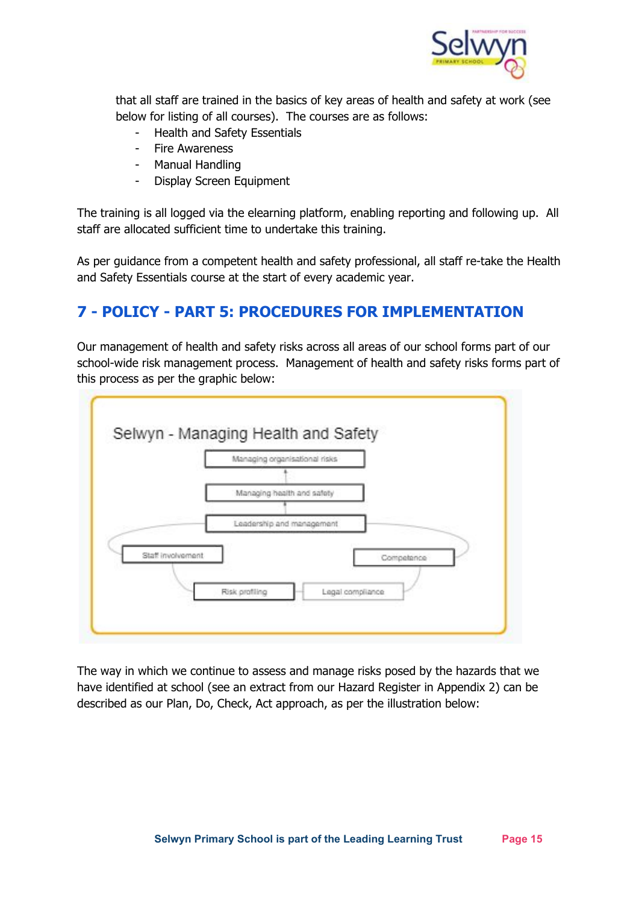that all staff are trained in the basics of key areas of health and safety at work (see below for listing of all courses). The courses are as follows:

- Health and Safety Essentials
- Fire Awareness
- Manual Handling
- Display Screen Equipment

The training is all logged via the elearning platform, enabling reporting and following up. All staff are allocated sufficient time to undertake this training.

As per guidance from a competent health and safety professional, all staff re-take the Health and Safety Essentials course at the start of every academic year.

## 7 - POLICY - PART 5: PROCEDURES FOR IMPLEMENTATION

Our management of health and safety risks across all areas of our school forms part of our school-wide risk management process. Management of health and safety risks forms part of this process as per the graphic below:

Selwyn - Managing Health and Safety

- Managing organisational risks
- Managing health and safety
- Leadership and management
- Staff involvement
- Competence
- Risk profiling
- Legal compliance

The way in which we continue to assess and manage risks posed by the hazards that we have identified at school (see an extract from our Hazard Register in Appendix 2) can be described as our Plan, Do, Check, Act approach, as per the illustration below: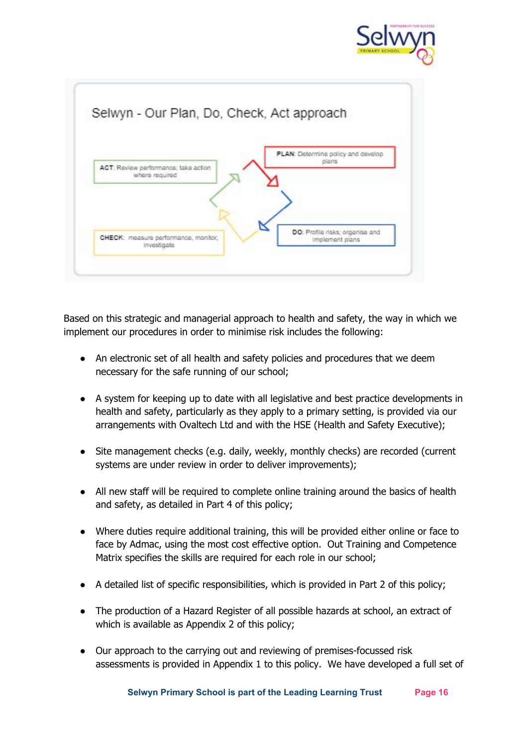Selwyn - Our Plan, Do, Check, Act approach

**PLAN**: Determine policy and develop plans

**DO**: Profile risks; organise and implement plans

**CHECK**: measure performance, monitor, investigate

**ACT**: Review performance; take action where required

Based on this strategic and managerial approach to health and safety, the way in which we implement our procedures in order to minimise risk includes the following:

- An electronic set of all health and safety policies and procedures that we deem necessary for the safe running of our school;
- A system for keeping up to date with all legislative and best practice developments in health and safety, particularly as they apply to a primary setting, is provided via our arrangements with Ovaltech Ltd and with the HSE (Health and Safety Executive);
- Site management checks (e.g. daily, weekly, monthly checks) are recorded (current systems are under review in order to deliver improvements);
- All new staff will be required to complete online training around the basics of health and safety, as detailed in Part 4 of this policy;
- Where duties require additional training, this will be provided either online or face to face by Admac, using the most cost effective option. Out Training and Competence Matrix specifies the skills are required for each role in our school;
- A detailed list of specific responsibilities, which is provided in Part 2 of this policy;
- The production of a Hazard Register of all possible hazards at school, an extract of which is available as Appendix 2 of this policy;
- Our approach to the carrying out and reviewing of premises-focussed risk assessments is provided in Appendix 1 to this policy. We have developed a full set of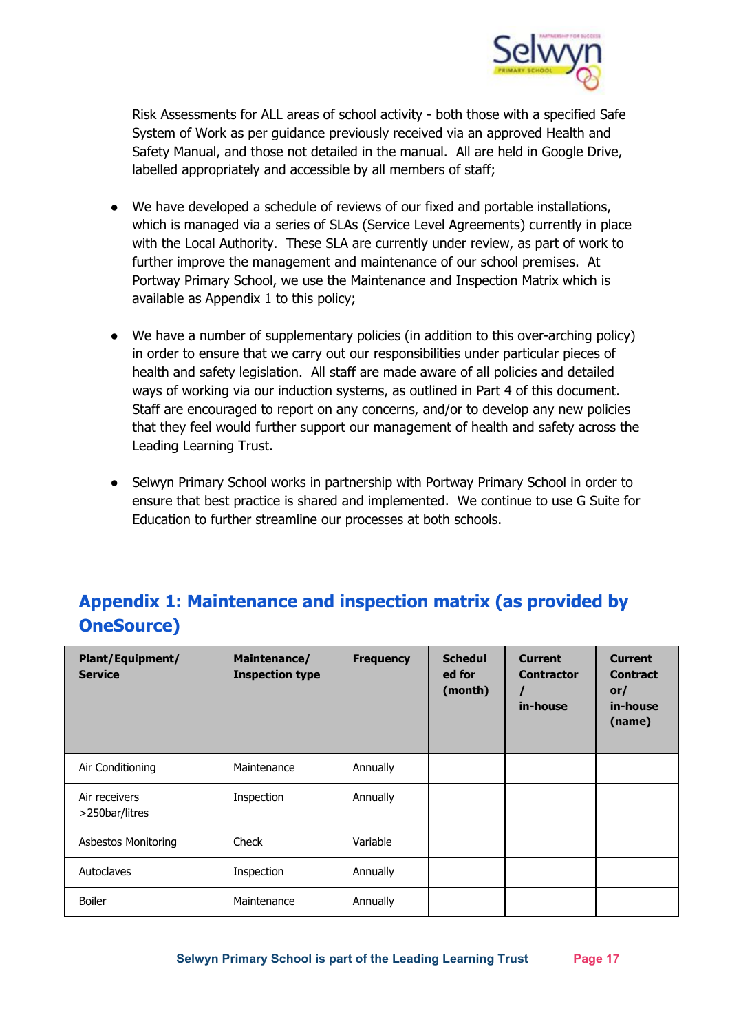Risk Assessments for ALL areas of school activity - both those with a specified Safe System of Work as per guidance previously received via an approved Health and Safety Manual, and those not detailed in the manual. All are held in Google Drive, labelled appropriately and accessible by all members of staff;

- We have developed a schedule of reviews of our fixed and portable installations, which is managed via a series of SLAs (Service Level Agreements) currently in place with the Local Authority. These SLA are currently under review, as part of work to further improve the management and maintenance of our school premises. At Portway Primary School, we use the Maintenance and Inspection Matrix which is available as Appendix 1 to this policy;

- We have a number of supplementary policies (in addition to this over-arching policy) in order to ensure that we carry out our responsibilities under particular pieces of health and safety legislation. All staff are made aware of all policies and detailed ways of working via our induction systems, as outlined in Part 4 of this document. Staff are encouraged to report on any concerns, and/or to develop any new policies that they feel would further support our management of health and safety across the Leading Learning Trust.

- Selwyn Primary School works in partnership with Portway Primary School in order to ensure that best practice is shared and implemented. We continue to use G Suite for Education to further streamline our processes at both schools.

## Appendix 1: Maintenance and inspection matrix (as provided by OneSource)

| Plant/Equipment/ Service | Maintenance/ Inspection type | Frequency | Scheduled for (month) | Current Contractor / in-house | Current Contractor/ in-house (name) |
|---|---|---|---|---|---|
| Air Conditioning | Maintenance | Annually | | | |
| Air receivers >250bar/litres | Inspection | Annually | | | |
| Asbestos Monitoring | Check | Variable | | | |
| Autoclaves | Inspection | Annually | | | |
| Boiler | Maintenance | Annually | | | |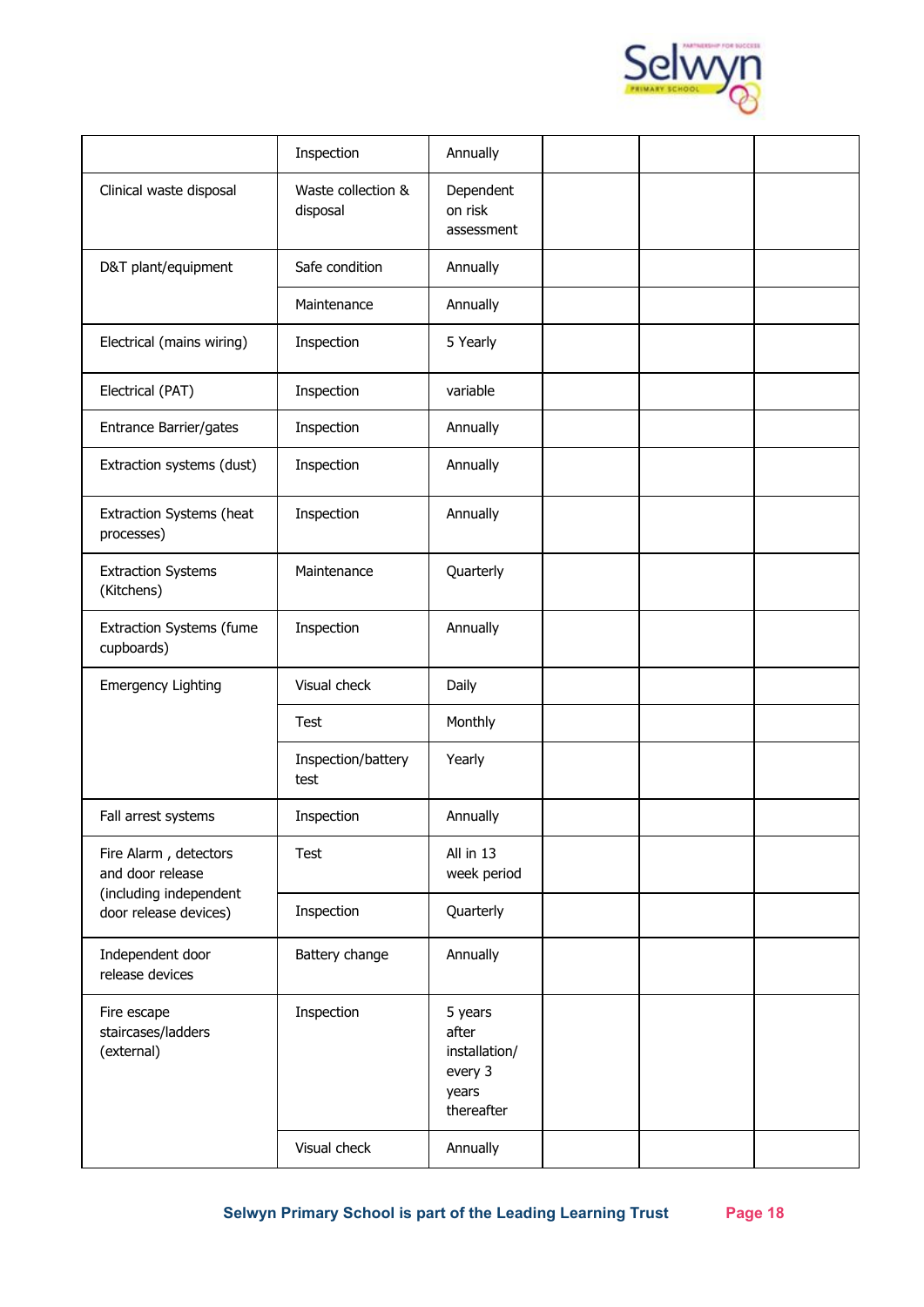| | | | | | |
|---|---|---|---|---|---|
| | Inspection | Annually | | | |
| Clinical waste disposal | Waste collection & disposal | Dependent on risk assessment | | | |
| D&T plant/equipment | Safe condition | Annually | | | |
| | Maintenance | Annually | | | |
| Electrical (mains wiring) | Inspection | 5 Yearly | | | |
| Electrical (PAT) | Inspection | variable | | | |
| Entrance Barrier/gates | Inspection | Annually | | | |
| Extraction systems (dust) | Inspection | Annually | | | |
| Extraction Systems (heat processes) | Inspection | Annually | | | |
| Extraction Systems (Kitchens) | Maintenance | Quarterly | | | |
| Extraction Systems (fume cupboards) | Inspection | Annually | | | |
| Emergency Lighting | Visual check | Daily | | | |
| | Test | Monthly | | | |
| | Inspection/battery test | Yearly | | | |
| Fall arrest systems | Inspection | Annually | | | |
| Fire Alarm , detectors and door release (including independent door release devices) | Test | All in 13 week period | | | |
| | Inspection | Quarterly | | | |
| Independent door release devices | Battery change | Annually | | | |
| Fire escape staircases/ladders (external) | Inspection | 5 years after installation/ every 3 years thereafter | | | |
| | Visual check | Annually | | | |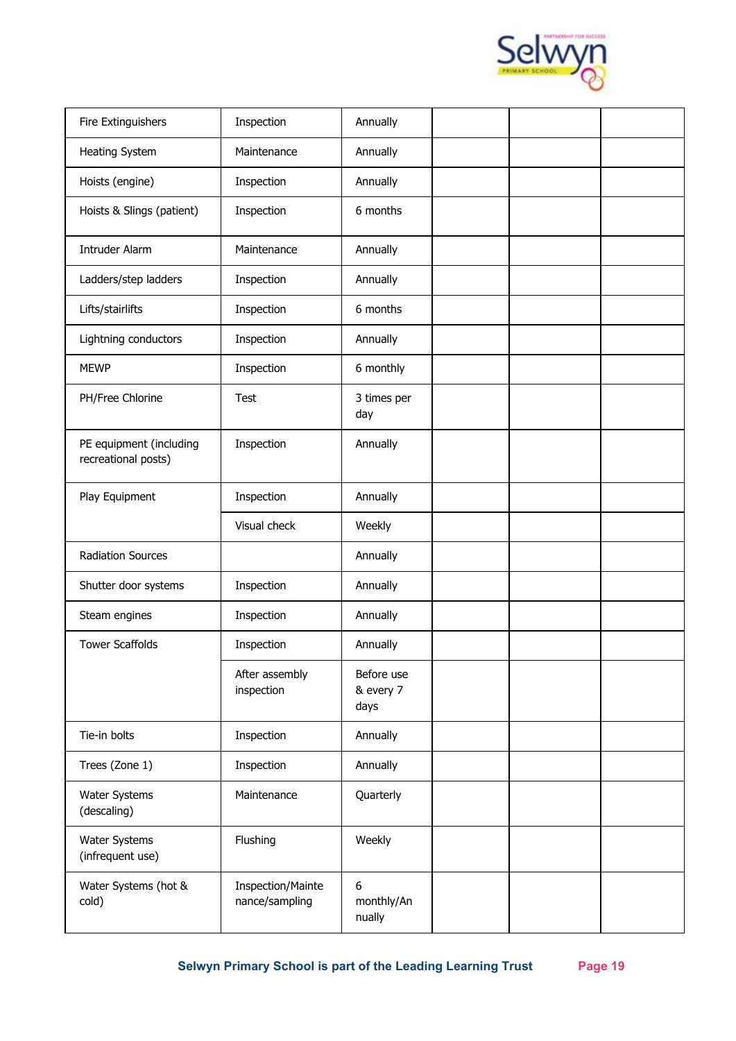| Fire Extinguishers | Inspection | Annually | | | |
|---|---|---|---|---|---|
| Heating System | Maintenance | Annually | | | |
| Hoists (engine) | Inspection | Annually | | | |
| Hoists & Slings (patient) | Inspection | 6 months | | | |
| Intruder Alarm | Maintenance | Annually | | | |
| Ladders/step ladders | Inspection | Annually | | | |
| Lifts/stairlifts | Inspection | 6 months | | | |
| Lightning conductors | Inspection | Annually | | | |
| MEWP | Inspection | 6 monthly | | | |
| PH/Free Chlorine | Test | 3 times per day | | | |
| PE equipment (including recreational posts) | Inspection | Annually | | | |
| Play Equipment | Inspection | Annually | | | |
| | Visual check | Weekly | | | |
| Radiation Sources | | Annually | | | |
| Shutter door systems | Inspection | Annually | | | |
| Steam engines | Inspection | Annually | | | |
| Tower Scaffolds | Inspection | Annually | | | |
| | After assembly inspection | Before use & every 7 days | | | |
| Tie-in bolts | Inspection | Annually | | | |
| Trees (Zone 1) | Inspection | Annually | | | |
| Water Systems (descaling) | Maintenance | Quarterly | | | |
| Water Systems (infrequent use) | Flushing | Weekly | | | |
| Water Systems (hot & cold) | Inspection/Maintenance/sampling | 6 monthly/Annually | | | |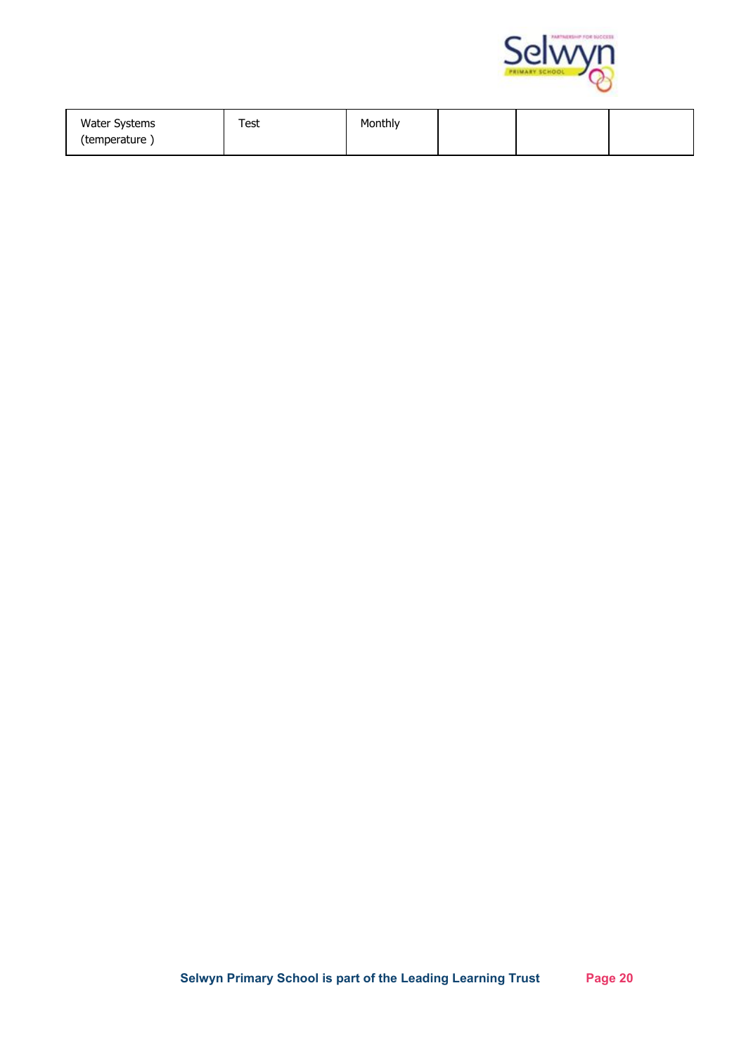| | | | | | |
|---|---|---|---|---|---|
| Water Systems (temperature ) | Test | Monthly | | | |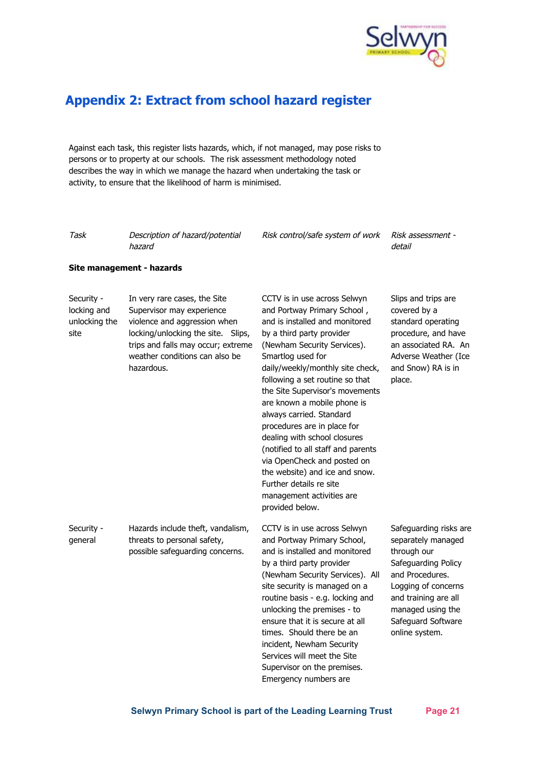## Appendix 2: Extract from school hazard register

Against each task, this register lists hazards, which, if not managed, may pose risks to persons or to property at our schools. The risk assessment methodology noted describes the way in which we manage the hazard when undertaking the task or activity, to ensure that the likelihood of harm is minimised.

| *Task* | *Description of hazard/potential hazard* | *Risk control/safe system of work* | *Risk assessment - detail* |
|---|---|---|---|
| **Site management - hazards** | | | |
| Security - locking and unlocking the site | In very rare cases, the Site Supervisor may experience violence and aggression when locking/unlocking the site. Slips, trips and falls may occur; extreme weather conditions can also be hazardous. | CCTV is in use across Selwyn and Portway Primary School , and is installed and monitored by a third party provider (Newham Security Services). Smartlog used for daily/weekly/monthly site check, following a set routine so that the Site Supervisor's movements are known a mobile phone is always carried. Standard procedures are in place for dealing with school closures (notified to all staff and parents via OpenCheck and posted on the website) and ice and snow. Further details re site management activities are provided below. | Slips and trips are covered by a standard operating procedure, and have an associated RA. An Adverse Weather (Ice and Snow) RA is in place. |
| Security - general | Hazards include theft, vandalism, threats to personal safety, possible safeguarding concerns. | CCTV is in use across Selwyn and Portway Primary School, and is installed and monitored by a third party provider (Newham Security Services). All site security is managed on a routine basis - e.g. locking and unlocking the premises - to ensure that it is secure at all times. Should there be an incident, Newham Security Services will meet the Site Supervisor on the premises. Emergency numbers are | Safeguarding risks are separately managed through our Safeguarding Policy and Procedures. Logging of concerns and training are all managed using the Safeguard Software online system. |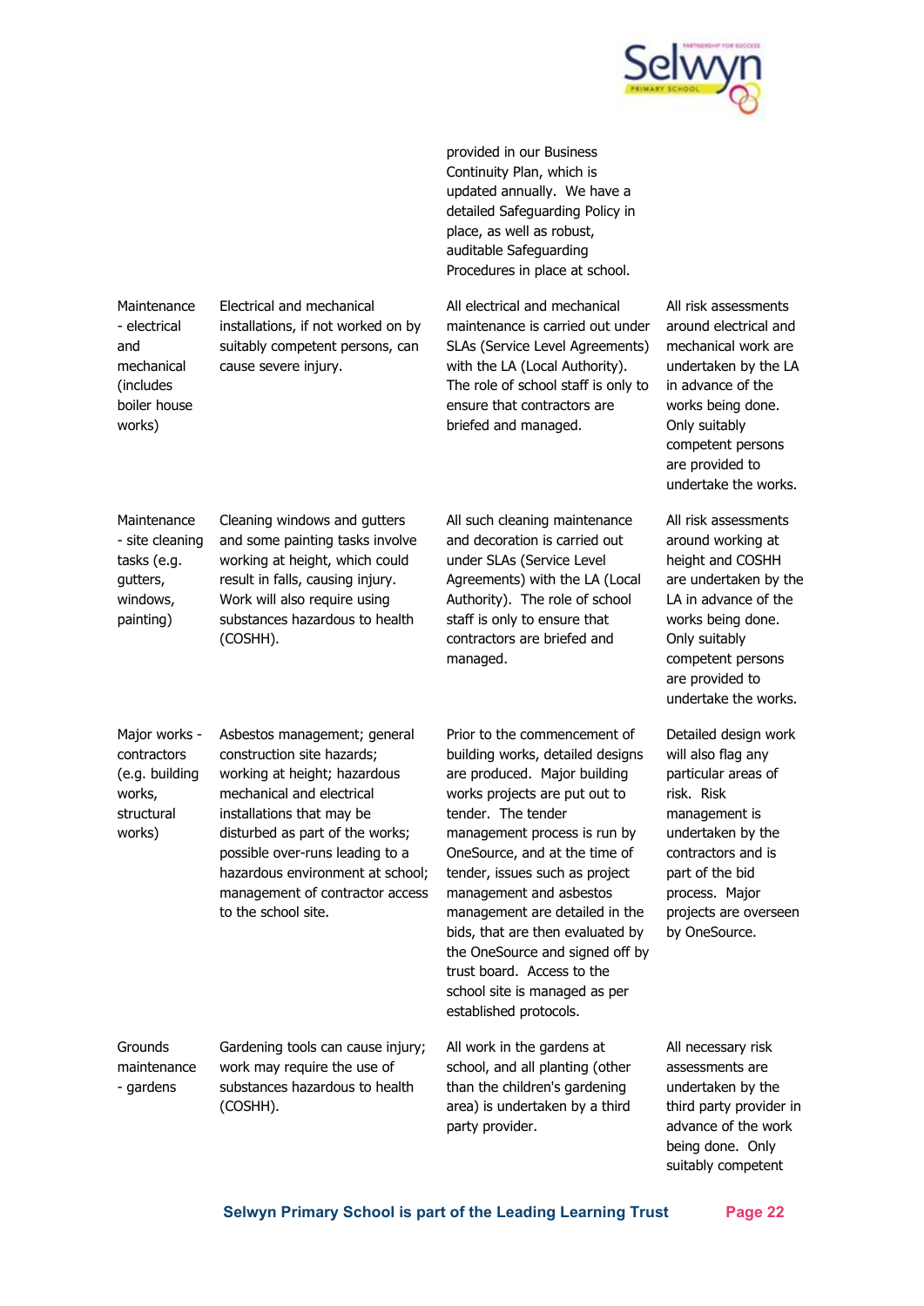| | | | |
|---|---|---|---|
| | | provided in our Business Continuity Plan, which is updated annually. We have a detailed Safeguarding Policy in place, as well as robust, auditable Safeguarding Procedures in place at school. | |
| Maintenance - electrical and mechanical (includes boiler house works) | Electrical and mechanical installations, if not worked on by suitably competent persons, can cause severe injury. | All electrical and mechanical maintenance is carried out under SLAs (Service Level Agreements) with the LA (Local Authority). The role of school staff is only to ensure that contractors are briefed and managed. | All risk assessments around electrical and mechanical work are undertaken by the LA in advance of the works being done. Only suitably competent persons are provided to undertake the works. |
| Maintenance - site cleaning tasks (e.g. gutters, windows, painting) | Cleaning windows and gutters and some painting tasks involve working at height, which could result in falls, causing injury. Work will also require using substances hazardous to health (COSHH). | All such cleaning maintenance and decoration is carried out under SLAs (Service Level Agreements) with the LA (Local Authority). The role of school staff is only to ensure that contractors are briefed and managed. | All risk assessments around working at height and COSHH are undertaken by the LA in advance of the works being done. Only suitably competent persons are provided to undertake the works. |
| Major works - contractors (e.g. building works, structural works) | Asbestos management; general construction site hazards; working at height; hazardous mechanical and electrical installations that may be disturbed as part of the works; possible over-runs leading to a hazardous environment at school; management of contractor access to the school site. | Prior to the commencement of building works, detailed designs are produced. Major building works projects are put out to tender. The tender management process is run by OneSource, and at the time of tender, issues such as project management and asbestos management are detailed in the bids, that are then evaluated by the OneSource and signed off by trust board. Access to the school site is managed as per established protocols. | Detailed design work will also flag any particular areas of risk. Risk management is undertaken by the contractors and is part of the bid process. Major projects are overseen by OneSource. |
| Grounds maintenance - gardens | Gardening tools can cause injury; work may require the use of substances hazardous to health (COSHH). | All work in the gardens at school, and all planting (other than the children's gardening area) is undertaken by a third party provider. | All necessary risk assessments are undertaken by the third party provider in advance of the work being done. Only suitably competent |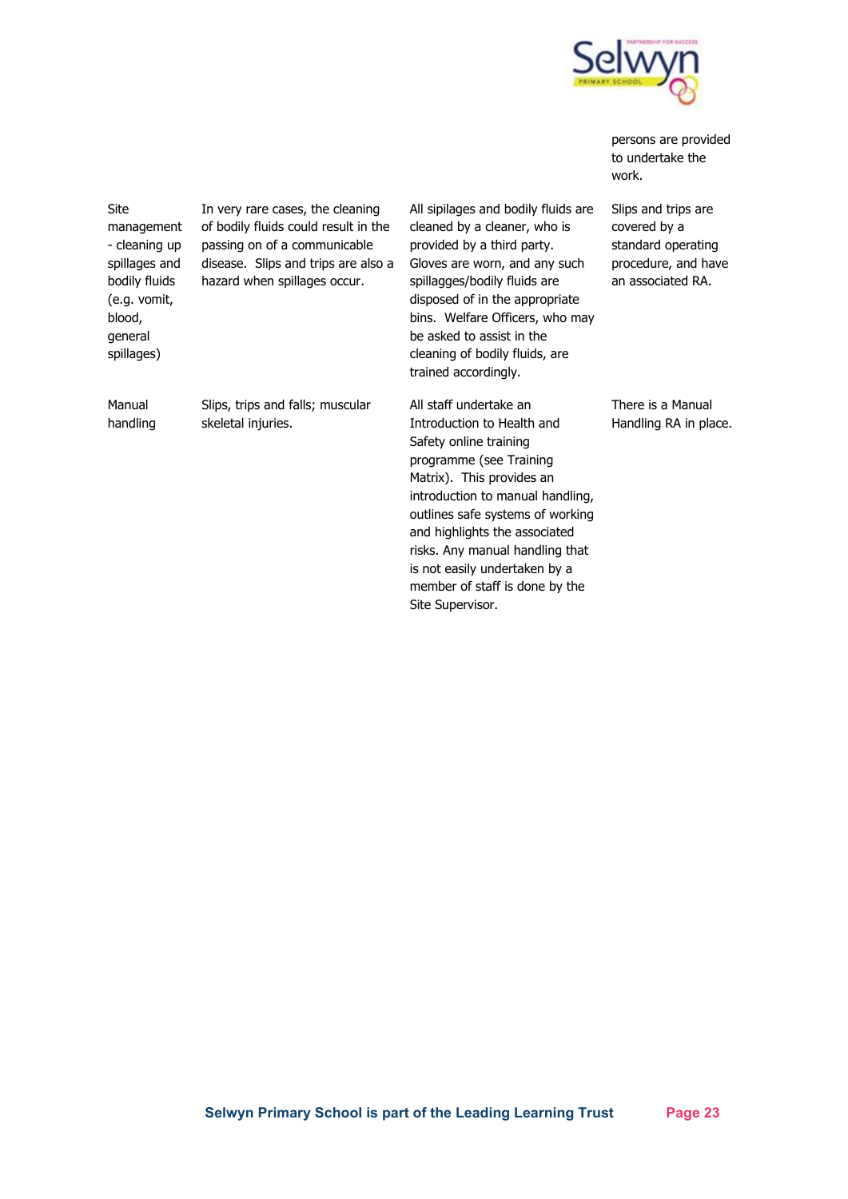| | | | persons are provided to undertake the work. |
|---|---|---|---|
| Site management - cleaning up spillages and bodily fluids (e.g. vomit, blood, general spillages) | In very rare cases, the cleaning of bodily fluids could result in the passing on of a communicable disease. Slips and trips are also a hazard when spillages occur. | All spilages and bodily fluids are cleaned by a cleaner, who is provided by a third party. Gloves are worn, and any such spillagges/bodily fluids are disposed of in the appropriate bins. Welfare Officers, who may be asked to assist in the cleaning of bodily fluids, are trained accordingly. | Slips and trips are covered by a standard operating procedure, and have an associated RA. |
| Manual handling | Slips, trips and falls; muscular skeletal injuries. | All staff undertake an Introduction to Health and Safety online training programme (see Training Matrix). This provides an introduction to manual handling, outlines safe systems of working and highlights the associated risks. Any manual handling that is not easily undertaken by a member of staff is done by the Site Supervisor. | There is a Manual Handling RA in place. |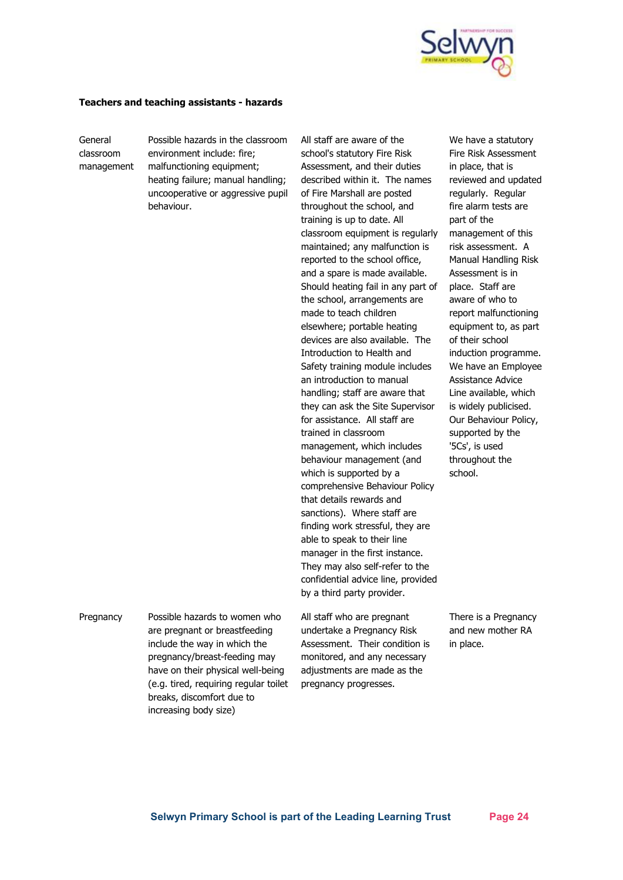**Teachers and teaching assistants - hazards**

| | | | |
|---|---|---|---|
| General classroom management | Possible hazards in the classroom environment include: fire; malfunctioning equipment; heating failure; manual handling; uncooperative or aggressive pupil behaviour. | All staff are aware of the school's statutory Fire Risk Assessment, and their duties described within it. The names of Fire Marshall are posted throughout the school, and training is up to date. All classroom equipment is regularly maintained; any malfunction is reported to the school office, and a spare is made available. Should heating fail in any part of the school, arrangements are made to teach children elsewhere; portable heating devices are also available. The Introduction to Health and Safety training module includes an introduction to manual handling; staff are aware that they can ask the Site Supervisor for assistance. All staff are trained in classroom management, which includes behaviour management (and which is supported by a comprehensive Behaviour Policy that details rewards and sanctions). Where staff are finding work stressful, they are able to speak to their line manager in the first instance. They may also self-refer to the confidential advice line, provided by a third party provider. | We have a statutory Fire Risk Assessment in place, that is reviewed and updated regularly. Regular fire alarm tests are part of the management of this risk assessment. A Manual Handling Risk Assessment is in place. Staff are aware of who to report malfunctioning equipment to, as part of their school induction programme. We have an Employee Assistance Advice Line available, which is widely publicised. Our Behaviour Policy, supported by the '5Cs', is used throughout the school. |
| Pregnancy | Possible hazards to women who are pregnant or breastfeeding include the way in which the pregnancy/breast-feeding may have on their physical well-being (e.g. tired, requiring regular toilet breaks, discomfort due to increasing body size) | All staff who are pregnant undertake a Pregnancy Risk Assessment. Their condition is monitored, and any necessary adjustments are made as the pregnancy progresses. | There is a Pregnancy and new mother RA in place. |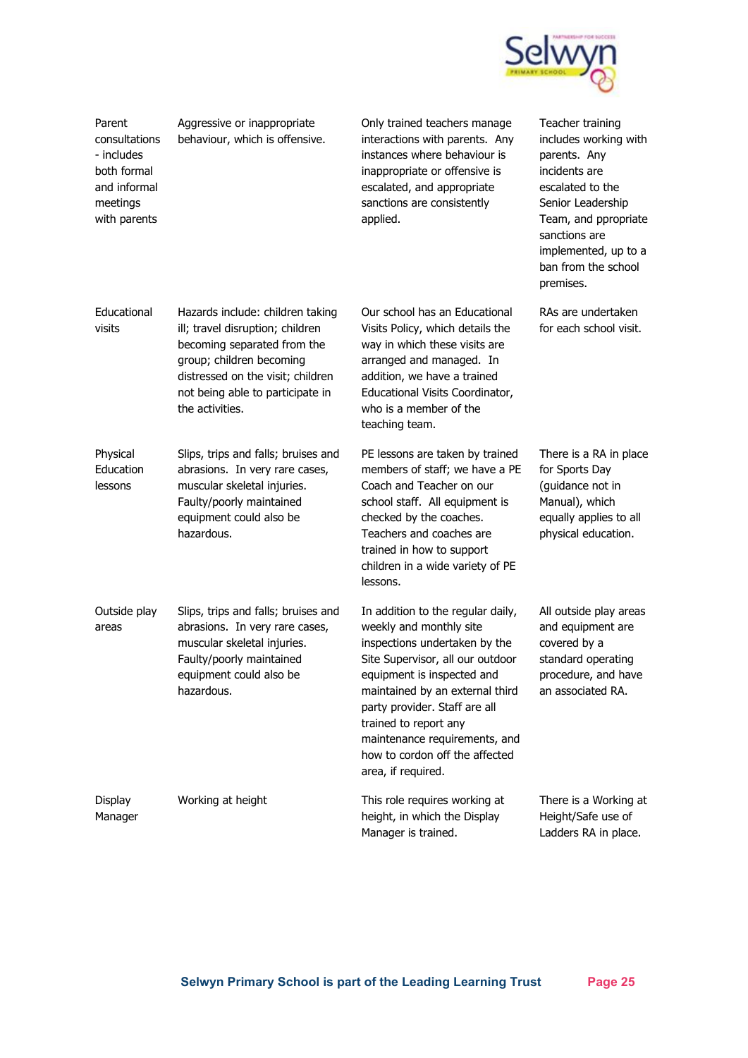| | | | |
|---|---|---|---|
| Parent consultations - includes both formal and informal meetings with parents | Aggressive or inappropriate behaviour, which is offensive. | Only trained teachers manage interactions with parents. Any instances where behaviour is inappropriate or offensive is escalated, and appropriate sanctions are consistently applied. | Teacher training includes working with parents. Any incidents are escalated to the Senior Leadership Team, and ppropriate sanctions are implemented, up to a ban from the school premises. |
| Educational visits | Hazards include: children taking ill; travel disruption; children becoming separated from the group; children becoming distressed on the visit; children not being able to participate in the activities. | Our school has an Educational Visits Policy, which details the way in which these visits are arranged and managed. In addition, we have a trained Educational Visits Coordinator, who is a member of the teaching team. | RAs are undertaken for each school visit. |
| Physical Education lessons | Slips, trips and falls; bruises and abrasions. In very rare cases, muscular skeletal injuries. Faulty/poorly maintained equipment could also be hazardous. | PE lessons are taken by trained members of staff; we have a PE Coach and Teacher on our school staff. All equipment is checked by the coaches. Teachers and coaches are trained in how to support children in a wide variety of PE lessons. | There is a RA in place for Sports Day (guidance not in Manual), which equally applies to all physical education. |
| Outside play areas | Slips, trips and falls; bruises and abrasions. In very rare cases, muscular skeletal injuries. Faulty/poorly maintained equipment could also be hazardous. | In addition to the regular daily, weekly and monthly site inspections undertaken by the Site Supervisor, all our outdoor equipment is inspected and maintained by an external third party provider. Staff are all trained to report any maintenance requirements, and how to cordon off the affected area, if required. | All outside play areas and equipment are covered by a standard operating procedure, and have an associated RA. |
| Display Manager | Working at height | This role requires working at height, in which the Display Manager is trained. | There is a Working at Height/Safe use of Ladders RA in place. |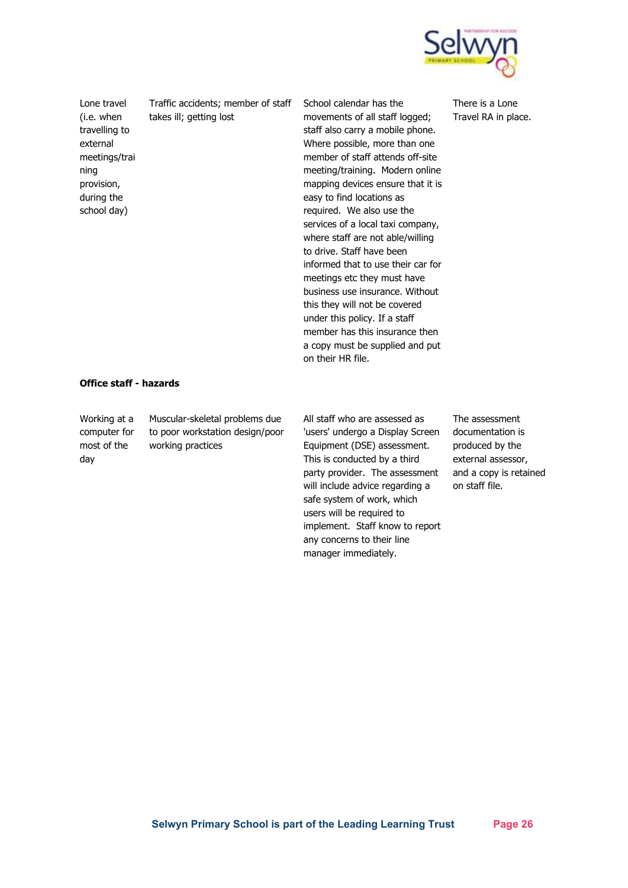| | | | |
|---|---|---|---|
| Lone travel (i.e. when travelling to external meetings/training provision, during the school day) | Traffic accidents; member of staff takes ill; getting lost | School calendar has the movements of all staff logged; staff also carry a mobile phone. Where possible, more than one member of staff attends off-site meeting/training. Modern online mapping devices ensure that it is easy to find locations as required. We also use the services of a local taxi company, where staff are not able/willing to drive. Staff have been informed that to use their car for meetings etc they must have business use insurance. Without this they will not be covered under this policy. If a staff member has this insurance then a copy must be supplied and put on their HR file. | There is a Lone Travel RA in place. |

**Office staff - hazards**

| | | | |
|---|---|---|---|
| Working at a computer for most of the day | Muscular-skeletal problems due to poor workstation design/poor working practices | All staff who are assessed as 'users' undergo a Display Screen Equipment (DSE) assessment. This is conducted by a third party provider. The assessment will include advice regarding a safe system of work, which users will be required to implement. Staff know to report any concerns to their line manager immediately. | The assessment documentation is produced by the external assessor, and a copy is retained on staff file. |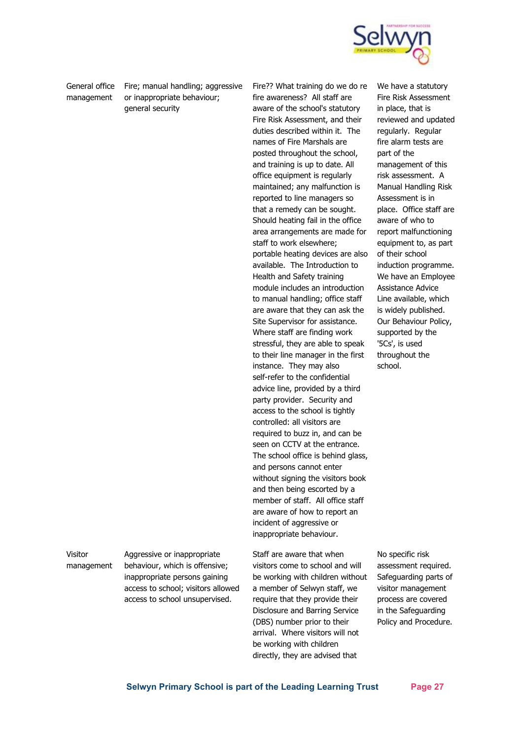| | | | |
|---|---|---|---|
| General office management | Fire; manual handling; aggressive or inappropriate behaviour; general security | Fire?? What training do we do re fire awareness? All staff are aware of the school's statutory Fire Risk Assessment, and their duties described within it. The names of Fire Marshals are posted throughout the school, and training is up to date. All office equipment is regularly maintained; any malfunction is reported to line managers so that a remedy can be sought. Should heating fail in the office area arrangements are made for staff to work elsewhere; portable heating devices are also available. The Introduction to Health and Safety training module includes an introduction to manual handling; office staff are aware that they can ask the Site Supervisor for assistance. Where staff are finding work stressful, they are able to speak to their line manager in the first instance. They may also self-refer to the confidential advice line, provided by a third party provider. Security and access to the school is tightly controlled: all visitors are required to buzz in, and can be seen on CCTV at the entrance. The school office is behind glass, and persons cannot enter without signing the visitors book and then being escorted by a member of staff. All office staff are aware of how to report an incident of aggressive or inappropriate behaviour. | We have a statutory Fire Risk Assessment in place, that is reviewed and updated regularly. Regular fire alarm tests are part of the management of this risk assessment. A Manual Handling Risk Assessment is in place. Office staff are aware of who to report malfunctioning equipment to, as part of their school induction programme. We have an Employee Assistance Advice Line available, which is widely published. Our Behaviour Policy, supported by the '5Cs', is used throughout the school. |
| Visitor management | Aggressive or inappropriate behaviour, which is offensive; inappropriate persons gaining access to school; visitors allowed access to school unsupervised. | Staff are aware that when visitors come to school and will be working with children without a member of Selwyn staff, we require that they provide their Disclosure and Barring Service (DBS) number prior to their arrival. Where visitors will not be working with children directly, they are advised that | No specific risk assessment required. Safeguarding parts of visitor management process are covered in the Safeguarding Policy and Procedure. |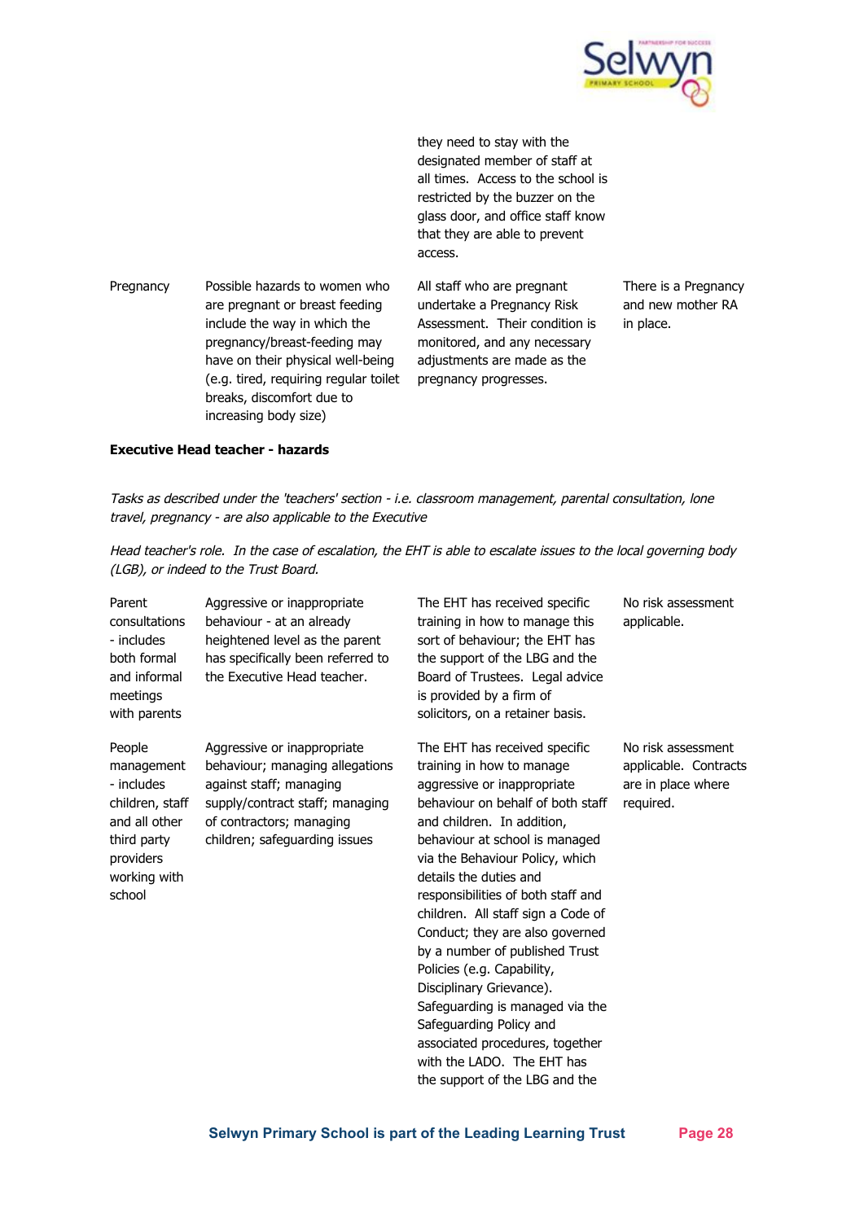| | | | |
|---|---|---|---|
| | | they need to stay with the designated member of staff at all times. Access to the school is restricted by the buzzer on the glass door, and office staff know that they are able to prevent access. | |
| Pregnancy | Possible hazards to women who are pregnant or breast feeding include the way in which the pregnancy/breast-feeding may have on their physical well-being (e.g. tired, requiring regular toilet breaks, discomfort due to increasing body size) | All staff who are pregnant undertake a Pregnancy Risk Assessment. Their condition is monitored, and any necessary adjustments are made as the pregnancy progresses. | There is a Pregnancy and new mother RA in place. |

**Executive Head teacher - hazards**

*Tasks as described under the 'teachers' section - i.e. classroom management, parental consultation, lone travel, pregnancy - are also applicable to the Executive*

*Head teacher's role. In the case of escalation, the EHT is able to escalate issues to the local governing body (LGB), or indeed to the Trust Board.*

| | | | |
|---|---|---|---|
| Parent consultations - includes both formal and informal meetings with parents | Aggressive or inappropriate behaviour - at an already heightened level as the parent has specifically been referred to the Executive Head teacher. | The EHT has received specific training in how to manage this sort of behaviour; the EHT has the support of the LBG and the Board of Trustees. Legal advice is provided by a firm of solicitors, on a retainer basis. | No risk assessment applicable. |
| People management - includes children, staff and all other third party providers working with school | Aggressive or inappropriate behaviour; managing allegations against staff; managing supply/contract staff; managing of contractors; managing children; safeguarding issues | The EHT has received specific training in how to manage aggressive or inappropriate behaviour on behalf of both staff and children. In addition, behaviour at school is managed via the Behaviour Policy, which details the duties and responsibilities of both staff and children. All staff sign a Code of Conduct; they are also governed by a number of published Trust Policies (e.g. Capability, Disciplinary Grievance). Safeguarding is managed via the Safeguarding Policy and associated procedures, together with the LADO. The EHT has the support of the LBG and the | No risk assessment applicable. Contracts are in place where required. |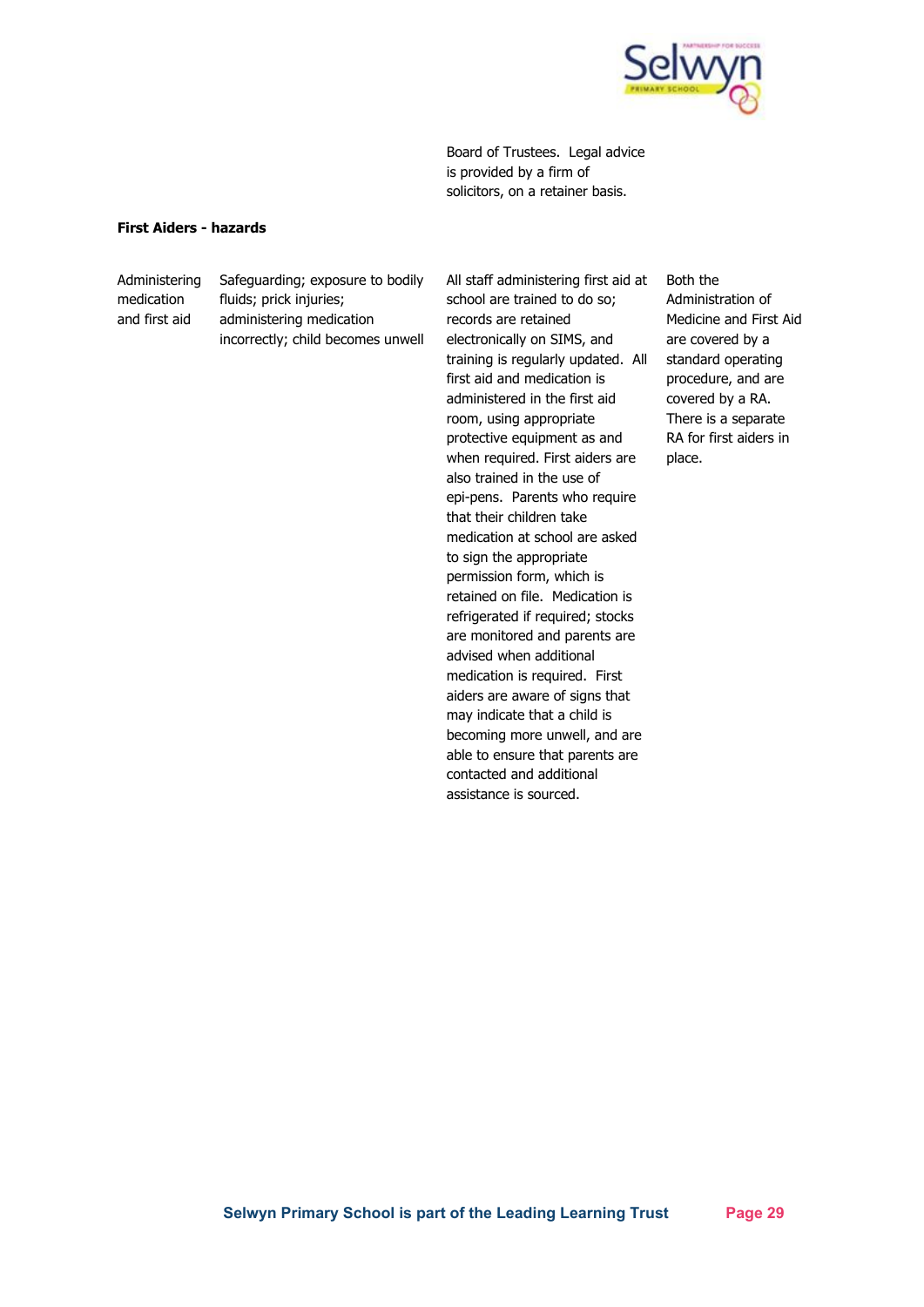| | | Board of Trustees. Legal advice is provided by a firm of solicitors, on a retainer basis. | |
|---|---|---|---|

**First Aiders - hazards**

| | | | |
|---|---|---|---|
| Administering medication and first aid | Safeguarding; exposure to bodily fluids; prick injuries; administering medication incorrectly; child becomes unwell | All staff administering first aid at school are trained to do so; records are retained electronically on SIMS, and training is regularly updated. All first aid and medication is administered in the first aid room, using appropriate protective equipment as and when required. First aiders are also trained in the use of epi-pens. Parents who require that their children take medication at school are asked to sign the appropriate permission form, which is retained on file. Medication is refrigerated if required; stocks are monitored and parents are advised when additional medication is required. First aiders are aware of signs that may indicate that a child is becoming more unwell, and are able to ensure that parents are contacted and additional assistance is sourced. | Both the Administration of Medicine and First Aid are covered by a standard operating procedure, and are covered by a RA. There is a separate RA for first aiders in place. |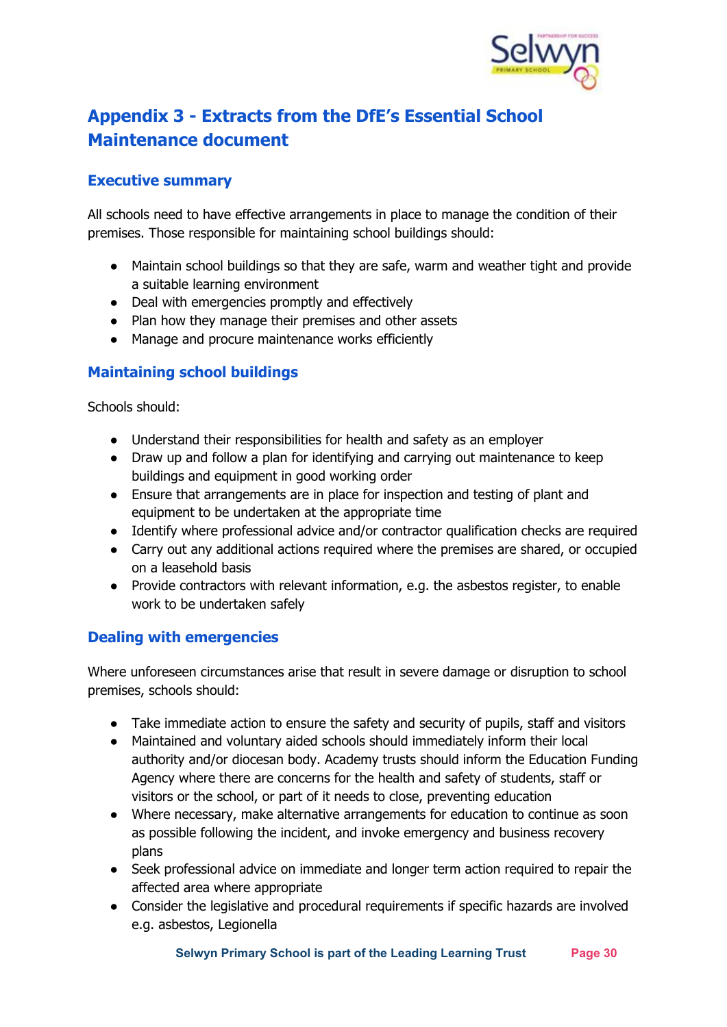# Appendix 3 - Extracts from the DfE's Essential School Maintenance document

## Executive summary

All schools need to have effective arrangements in place to manage the condition of their premises. Those responsible for maintaining school buildings should:

- Maintain school buildings so that they are safe, warm and weather tight and provide a suitable learning environment
- Deal with emergencies promptly and effectively
- Plan how they manage their premises and other assets
- Manage and procure maintenance works efficiently

## Maintaining school buildings

Schools should:

- Understand their responsibilities for health and safety as an employer
- Draw up and follow a plan for identifying and carrying out maintenance to keep buildings and equipment in good working order
- Ensure that arrangements are in place for inspection and testing of plant and equipment to be undertaken at the appropriate time
- Identify where professional advice and/or contractor qualification checks are required
- Carry out any additional actions required where the premises are shared, or occupied on a leasehold basis
- Provide contractors with relevant information, e.g. the asbestos register, to enable work to be undertaken safely

## Dealing with emergencies

Where unforeseen circumstances arise that result in severe damage or disruption to school premises, schools should:

- Take immediate action to ensure the safety and security of pupils, staff and visitors
- Maintained and voluntary aided schools should immediately inform their local authority and/or diocesan body. Academy trusts should inform the Education Funding Agency where there are concerns for the health and safety of students, staff or visitors or the school, or part of it needs to close, preventing education
- Where necessary, make alternative arrangements for education to continue as soon as possible following the incident, and invoke emergency and business recovery plans
- Seek professional advice on immediate and longer term action required to repair the affected area where appropriate
- Consider the legislative and procedural requirements if specific hazards are involved e.g. asbestos, Legionella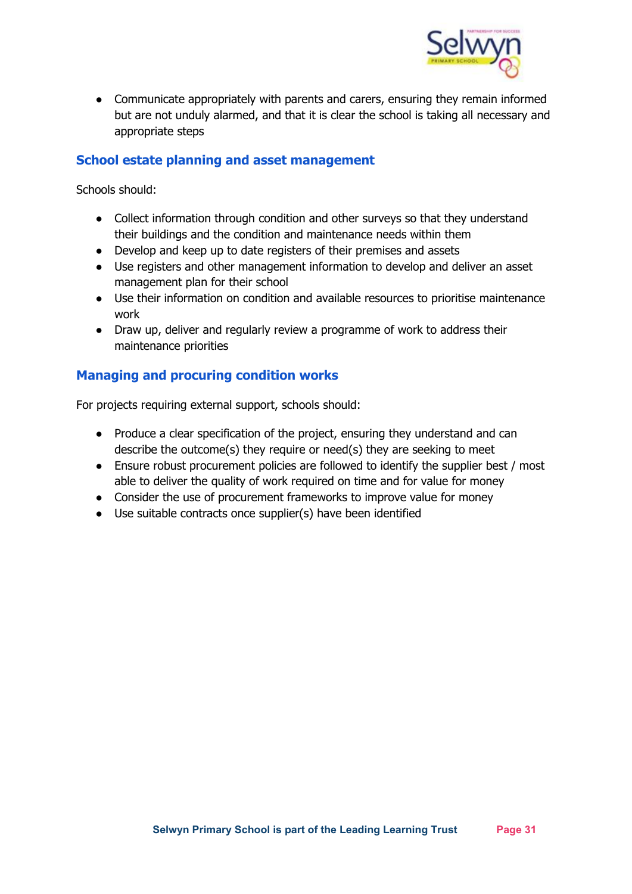- Communicate appropriately with parents and carers, ensuring they remain informed but are not unduly alarmed, and that it is clear the school is taking all necessary and appropriate steps

## School estate planning and asset management

Schools should:

- Collect information through condition and other surveys so that they understand their buildings and the condition and maintenance needs within them
- Develop and keep up to date registers of their premises and assets
- Use registers and other management information to develop and deliver an asset management plan for their school
- Use their information on condition and available resources to prioritise maintenance work
- Draw up, deliver and regularly review a programme of work to address their maintenance priorities

## Managing and procuring condition works

For projects requiring external support, schools should:

- Produce a clear specification of the project, ensuring they understand and can describe the outcome(s) they require or need(s) they are seeking to meet
- Ensure robust procurement policies are followed to identify the supplier best / most able to deliver the quality of work required on time and for value for money
- Consider the use of procurement frameworks to improve value for money
- Use suitable contracts once supplier(s) have been identified